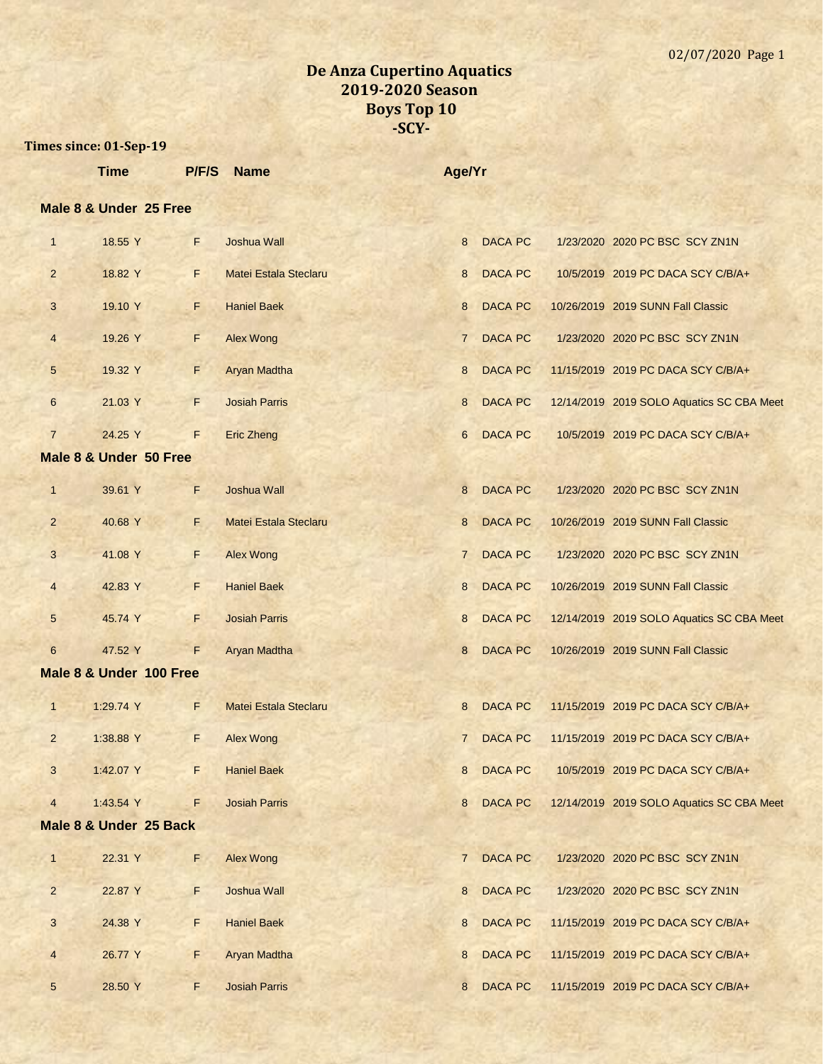# De Anza Cupertino Aquatics
## 2019-2020 Season
## Boys Top 10
## -SCY-

**Times since: 01-Sep-19**

| | Time | P/F/S | Name | Age/Yr | | | |
|---|---|---|---|---|---|---|---|
| **Male 8 & Under 25 Free** | | | | | | | |
| 1 | 18.55 Y | F | Joshua Wall | 8 | DACA PC | 1/23/2020 | 2020 PC BSC SCY ZN1N |
| 2 | 18.82 Y | F | Matei Estala Steclaru | 8 | DACA PC | 10/5/2019 | 2019 PC DACA SCY C/B/A+ |
| 3 | 19.10 Y | F | Haniel Baek | 8 | DACA PC | 10/26/2019 | 2019 SUNN Fall Classic |
| 4 | 19.26 Y | F | Alex Wong | 7 | DACA PC | 1/23/2020 | 2020 PC BSC SCY ZN1N |
| 5 | 19.32 Y | F | Aryan Madtha | 8 | DACA PC | 11/15/2019 | 2019 PC DACA SCY C/B/A+ |
| 6 | 21.03 Y | F | Josiah Parris | 8 | DACA PC | 12/14/2019 | 2019 SOLO Aquatics SC CBA Meet |
| 7 | 24.25 Y | F | Eric Zheng | 6 | DACA PC | 10/5/2019 | 2019 PC DACA SCY C/B/A+ |
| **Male 8 & Under 50 Free** | | | | | | | |
| 1 | 39.61 Y | F | Joshua Wall | 8 | DACA PC | 1/23/2020 | 2020 PC BSC SCY ZN1N |
| 2 | 40.68 Y | F | Matei Estala Steclaru | 8 | DACA PC | 10/26/2019 | 2019 SUNN Fall Classic |
| 3 | 41.08 Y | F | Alex Wong | 7 | DACA PC | 1/23/2020 | 2020 PC BSC SCY ZN1N |
| 4 | 42.83 Y | F | Haniel Baek | 8 | DACA PC | 10/26/2019 | 2019 SUNN Fall Classic |
| 5 | 45.74 Y | F | Josiah Parris | 8 | DACA PC | 12/14/2019 | 2019 SOLO Aquatics SC CBA Meet |
| 6 | 47.52 Y | F | Aryan Madtha | 8 | DACA PC | 10/26/2019 | 2019 SUNN Fall Classic |
| **Male 8 & Under 100 Free** | | | | | | | |
| 1 | 1:29.74 Y | F | Matei Estala Steclaru | 8 | DACA PC | 11/15/2019 | 2019 PC DACA SCY C/B/A+ |
| 2 | 1:38.88 Y | F | Alex Wong | 7 | DACA PC | 11/15/2019 | 2019 PC DACA SCY C/B/A+ |
| 3 | 1:42.07 Y | F | Haniel Baek | 8 | DACA PC | 10/5/2019 | 2019 PC DACA SCY C/B/A+ |
| 4 | 1:43.54 Y | F | Josiah Parris | 8 | DACA PC | 12/14/2019 | 2019 SOLO Aquatics SC CBA Meet |
| **Male 8 & Under 25 Back** | | | | | | | |
| 1 | 22.31 Y | F | Alex Wong | 7 | DACA PC | 1/23/2020 | 2020 PC BSC SCY ZN1N |
| 2 | 22.87 Y | F | Joshua Wall | 8 | DACA PC | 1/23/2020 | 2020 PC BSC SCY ZN1N |
| 3 | 24.38 Y | F | Haniel Baek | 8 | DACA PC | 11/15/2019 | 2019 PC DACA SCY C/B/A+ |
| 4 | 26.77 Y | F | Aryan Madtha | 8 | DACA PC | 11/15/2019 | 2019 PC DACA SCY C/B/A+ |
| 5 | 28.50 Y | F | Josiah Parris | 8 | DACA PC | 11/15/2019 | 2019 PC DACA SCY C/B/A+ |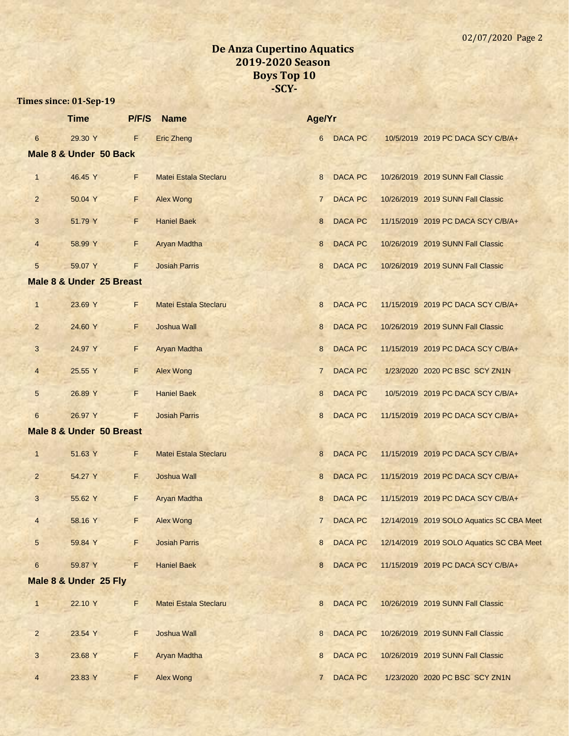# De Anza Cupertino Aquatics
## 2019-2020 Season
## Boys Top 10
## -SCY-

**Times since: 01-Sep-19**

| | Time | P/F/S | Name | Age/Yr | | | |
|---|---|---|---|---|---|---|---|
| 6 | 29.30 Y | F | Eric Zheng | 6 | DACA PC | 10/5/2019 | 2019 PC DACA SCY C/B/A+ |

**Male 8 & Under 50 Back**

| | Time | P/F/S | Name | Age/Yr | | | |
|---|---|---|---|---|---|---|---|
| 1 | 46.45 Y | F | Matei Estala Steclaru | 8 | DACA PC | 10/26/2019 | 2019 SUNN Fall Classic |
| 2 | 50.04 Y | F | Alex Wong | 7 | DACA PC | 10/26/2019 | 2019 SUNN Fall Classic |
| 3 | 51.79 Y | F | Haniel Baek | 8 | DACA PC | 11/15/2019 | 2019 PC DACA SCY C/B/A+ |
| 4 | 58.99 Y | F | Aryan Madtha | 8 | DACA PC | 10/26/2019 | 2019 SUNN Fall Classic |
| 5 | 59.07 Y | F | Josiah Parris | 8 | DACA PC | 10/26/2019 | 2019 SUNN Fall Classic |

**Male 8 & Under 25 Breast**

| | Time | P/F/S | Name | Age/Yr | | | |
|---|---|---|---|---|---|---|---|
| 1 | 23.69 Y | F | Matei Estala Steclaru | 8 | DACA PC | 11/15/2019 | 2019 PC DACA SCY C/B/A+ |
| 2 | 24.60 Y | F | Joshua Wall | 8 | DACA PC | 10/26/2019 | 2019 SUNN Fall Classic |
| 3 | 24.97 Y | F | Aryan Madtha | 8 | DACA PC | 11/15/2019 | 2019 PC DACA SCY C/B/A+ |
| 4 | 25.55 Y | F | Alex Wong | 7 | DACA PC | 1/23/2020 | 2020 PC BSC SCY ZN1N |
| 5 | 26.89 Y | F | Haniel Baek | 8 | DACA PC | 10/5/2019 | 2019 PC DACA SCY C/B/A+ |
| 6 | 26.97 Y | F | Josiah Parris | 8 | DACA PC | 11/15/2019 | 2019 PC DACA SCY C/B/A+ |

**Male 8 & Under 50 Breast**

| | Time | P/F/S | Name | Age/Yr | | | |
|---|---|---|---|---|---|---|---|
| 1 | 51.63 Y | F | Matei Estala Steclaru | 8 | DACA PC | 11/15/2019 | 2019 PC DACA SCY C/B/A+ |
| 2 | 54.27 Y | F | Joshua Wall | 8 | DACA PC | 11/15/2019 | 2019 PC DACA SCY C/B/A+ |
| 3 | 55.62 Y | F | Aryan Madtha | 8 | DACA PC | 11/15/2019 | 2019 PC DACA SCY C/B/A+ |
| 4 | 58.16 Y | F | Alex Wong | 7 | DACA PC | 12/14/2019 | 2019 SOLO Aquatics SC CBA Meet |
| 5 | 59.84 Y | F | Josiah Parris | 8 | DACA PC | 12/14/2019 | 2019 SOLO Aquatics SC CBA Meet |
| 6 | 59.87 Y | F | Haniel Baek | 8 | DACA PC | 11/15/2019 | 2019 PC DACA SCY C/B/A+ |

**Male 8 & Under 25 Fly**

| | Time | P/F/S | Name | Age/Yr | | | |
|---|---|---|---|---|---|---|---|
| 1 | 22.10 Y | F | Matei Estala Steclaru | 8 | DACA PC | 10/26/2019 | 2019 SUNN Fall Classic |
| 2 | 23.54 Y | F | Joshua Wall | 8 | DACA PC | 10/26/2019 | 2019 SUNN Fall Classic |
| 3 | 23.68 Y | F | Aryan Madtha | 8 | DACA PC | 10/26/2019 | 2019 SUNN Fall Classic |
| 4 | 23.83 Y | F | Alex Wong | 7 | DACA PC | 1/23/2020 | 2020 PC BSC SCY ZN1N |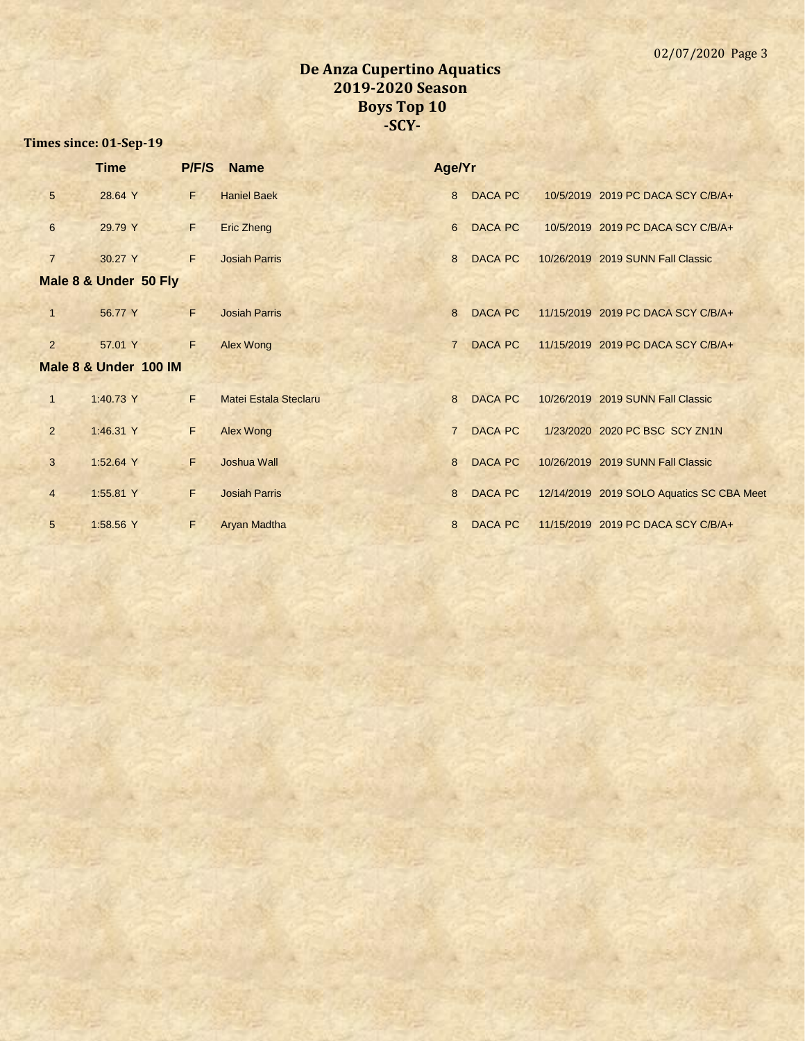# De Anza Cupertino Aquatics
## 2019-2020 Season
## Boys Top 10
## -SCY-

**Times since: 01-Sep-19**

| | Time | P/F/S | Name | Age/Yr | | | |
|---|---|---|---|---|---|---|---|
| 5 | 28.64 Y | F | Haniel Baek | 8 | DACA PC | 10/5/2019 | 2019 PC DACA SCY C/B/A+ |
| 6 | 29.79 Y | F | Eric Zheng | 6 | DACA PC | 10/5/2019 | 2019 PC DACA SCY C/B/A+ |
| 7 | 30.27 Y | F | Josiah Parris | 8 | DACA PC | 10/26/2019 | 2019 SUNN Fall Classic |

**Male 8 & Under 50 Fly**

| | Time | P/F/S | Name | Age/Yr | | | |
|---|---|---|---|---|---|---|---|
| 1 | 56.77 Y | F | Josiah Parris | 8 | DACA PC | 11/15/2019 | 2019 PC DACA SCY C/B/A+ |
| 2 | 57.01 Y | F | Alex Wong | 7 | DACA PC | 11/15/2019 | 2019 PC DACA SCY C/B/A+ |

**Male 8 & Under 100 IM**

| | Time | P/F/S | Name | Age/Yr | | | |
|---|---|---|---|---|---|---|---|
| 1 | 1:40.73 Y | F | Matei Estala Steclaru | 8 | DACA PC | 10/26/2019 | 2019 SUNN Fall Classic |
| 2 | 1:46.31 Y | F | Alex Wong | 7 | DACA PC | 1/23/2020 | 2020 PC BSC SCY ZN1N |
| 3 | 1:52.64 Y | F | Joshua Wall | 8 | DACA PC | 10/26/2019 | 2019 SUNN Fall Classic |
| 4 | 1:55.81 Y | F | Josiah Parris | 8 | DACA PC | 12/14/2019 | 2019 SOLO Aquatics SC CBA Meet |
| 5 | 1:58.56 Y | F | Aryan Madtha | 8 | DACA PC | 11/15/2019 | 2019 PC DACA SCY C/B/A+ |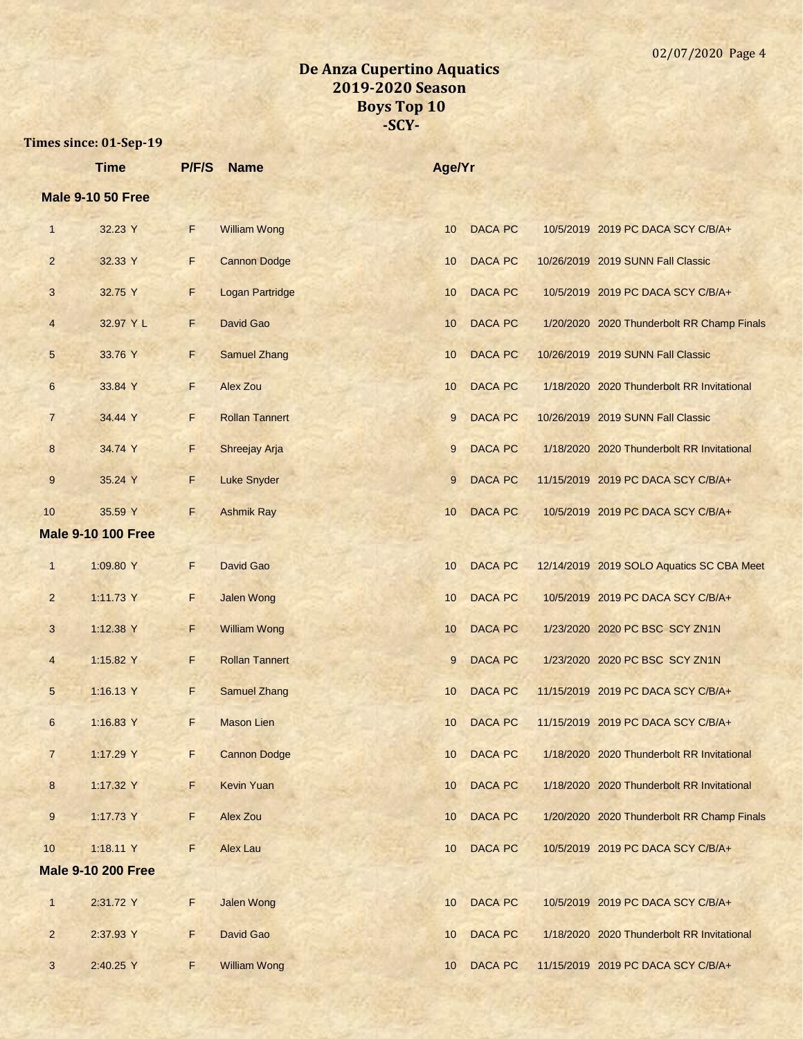# De Anza Cupertino Aquatics
## 2019-2020 Season
## Boys Top 10
## -SCY-

**Times since: 01-Sep-19**

| | Time | P/F/S | Name | Age/Yr | | | |
|---|---|---|---|---|---|---|---|
| **Male 9-10 50 Free** | | | | | | | |
| 1 | 32.23 Y | F | William Wong | 10 | DACA PC | 10/5/2019 | 2019 PC DACA SCY C/B/A+ |
| 2 | 32.33 Y | F | Cannon Dodge | 10 | DACA PC | 10/26/2019 | 2019 SUNN Fall Classic |
| 3 | 32.75 Y | F | Logan Partridge | 10 | DACA PC | 10/5/2019 | 2019 PC DACA SCY C/B/A+ |
| 4 | 32.97 Y L | F | David Gao | 10 | DACA PC | 1/20/2020 | 2020 Thunderbolt RR Champ Finals |
| 5 | 33.76 Y | F | Samuel Zhang | 10 | DACA PC | 10/26/2019 | 2019 SUNN Fall Classic |
| 6 | 33.84 Y | F | Alex Zou | 10 | DACA PC | 1/18/2020 | 2020 Thunderbolt RR Invitational |
| 7 | 34.44 Y | F | Rollan Tannert | 9 | DACA PC | 10/26/2019 | 2019 SUNN Fall Classic |
| 8 | 34.74 Y | F | Shreejay Arja | 9 | DACA PC | 1/18/2020 | 2020 Thunderbolt RR Invitational |
| 9 | 35.24 Y | F | Luke Snyder | 9 | DACA PC | 11/15/2019 | 2019 PC DACA SCY C/B/A+ |
| 10 | 35.59 Y | F | Ashmik Ray | 10 | DACA PC | 10/5/2019 | 2019 PC DACA SCY C/B/A+ |
| **Male 9-10 100 Free** | | | | | | | |
| 1 | 1:09.80 Y | F | David Gao | 10 | DACA PC | 12/14/2019 | 2019 SOLO Aquatics SC CBA Meet |
| 2 | 1:11.73 Y | F | Jalen Wong | 10 | DACA PC | 10/5/2019 | 2019 PC DACA SCY C/B/A+ |
| 3 | 1:12.38 Y | F | William Wong | 10 | DACA PC | 1/23/2020 | 2020 PC BSC SCY ZN1N |
| 4 | 1:15.82 Y | F | Rollan Tannert | 9 | DACA PC | 1/23/2020 | 2020 PC BSC SCY ZN1N |
| 5 | 1:16.13 Y | F | Samuel Zhang | 10 | DACA PC | 11/15/2019 | 2019 PC DACA SCY C/B/A+ |
| 6 | 1:16.83 Y | F | Mason Lien | 10 | DACA PC | 11/15/2019 | 2019 PC DACA SCY C/B/A+ |
| 7 | 1:17.29 Y | F | Cannon Dodge | 10 | DACA PC | 1/18/2020 | 2020 Thunderbolt RR Invitational |
| 8 | 1:17.32 Y | F | Kevin Yuan | 10 | DACA PC | 1/18/2020 | 2020 Thunderbolt RR Invitational |
| 9 | 1:17.73 Y | F | Alex Zou | 10 | DACA PC | 1/20/2020 | 2020 Thunderbolt RR Champ Finals |
| 10 | 1:18.11 Y | F | Alex Lau | 10 | DACA PC | 10/5/2019 | 2019 PC DACA SCY C/B/A+ |
| **Male 9-10 200 Free** | | | | | | | |
| 1 | 2:31.72 Y | F | Jalen Wong | 10 | DACA PC | 10/5/2019 | 2019 PC DACA SCY C/B/A+ |
| 2 | 2:37.93 Y | F | David Gao | 10 | DACA PC | 1/18/2020 | 2020 Thunderbolt RR Invitational |
| 3 | 2:40.25 Y | F | William Wong | 10 | DACA PC | 11/15/2019 | 2019 PC DACA SCY C/B/A+ |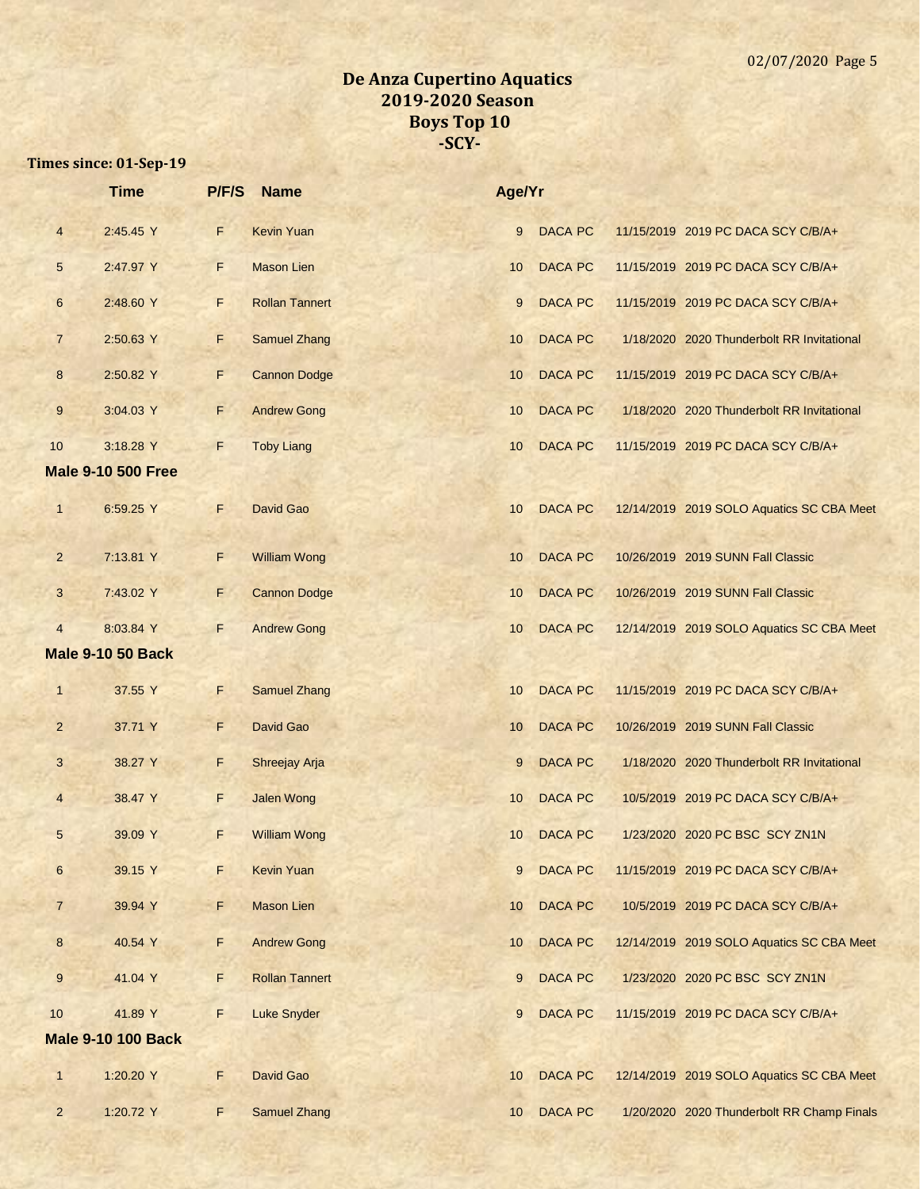# De Anza Cupertino Aquatics
## 2019-2020 Season
## Boys Top 10
## -SCY-

**Times since: 01-Sep-19**

| | Time | P/F/S | Name | Age/Yr | | |
|---|---|---|---|---|---|---|
| 4 | 2:45.45 Y | F | Kevin Yuan | 9 | DACA PC | 11/15/2019 2019 PC DACA SCY C/B/A+ |
| 5 | 2:47.97 Y | F | Mason Lien | 10 | DACA PC | 11/15/2019 2019 PC DACA SCY C/B/A+ |
| 6 | 2:48.60 Y | F | Rollan Tannert | 9 | DACA PC | 11/15/2019 2019 PC DACA SCY C/B/A+ |
| 7 | 2:50.63 Y | F | Samuel Zhang | 10 | DACA PC | 1/18/2020 2020 Thunderbolt RR Invitational |
| 8 | 2:50.82 Y | F | Cannon Dodge | 10 | DACA PC | 11/15/2019 2019 PC DACA SCY C/B/A+ |
| 9 | 3:04.03 Y | F | Andrew Gong | 10 | DACA PC | 1/18/2020 2020 Thunderbolt RR Invitational |
| 10 | 3:18.28 Y | F | Toby Liang | 10 | DACA PC | 11/15/2019 2019 PC DACA SCY C/B/A+ |

**Male 9-10 500 Free**

| | Time | P/F/S | Name | Age/Yr | | |
|---|---|---|---|---|---|---|
| 1 | 6:59.25 Y | F | David Gao | 10 | DACA PC | 12/14/2019 2019 SOLO Aquatics SC CBA Meet |
| 2 | 7:13.81 Y | F | William Wong | 10 | DACA PC | 10/26/2019 2019 SUNN Fall Classic |
| 3 | 7:43.02 Y | F | Cannon Dodge | 10 | DACA PC | 10/26/2019 2019 SUNN Fall Classic |
| 4 | 8:03.84 Y | F | Andrew Gong | 10 | DACA PC | 12/14/2019 2019 SOLO Aquatics SC CBA Meet |

**Male 9-10 50 Back**

| | Time | P/F/S | Name | Age/Yr | | |
|---|---|---|---|---|---|---|
| 1 | 37.55 Y | F | Samuel Zhang | 10 | DACA PC | 11/15/2019 2019 PC DACA SCY C/B/A+ |
| 2 | 37.71 Y | F | David Gao | 10 | DACA PC | 10/26/2019 2019 SUNN Fall Classic |
| 3 | 38.27 Y | F | Shreejay Arja | 9 | DACA PC | 1/18/2020 2020 Thunderbolt RR Invitational |
| 4 | 38.47 Y | F | Jalen Wong | 10 | DACA PC | 10/5/2019 2019 PC DACA SCY C/B/A+ |
| 5 | 39.09 Y | F | William Wong | 10 | DACA PC | 1/23/2020 2020 PC BSC SCY ZN1N |
| 6 | 39.15 Y | F | Kevin Yuan | 9 | DACA PC | 11/15/2019 2019 PC DACA SCY C/B/A+ |
| 7 | 39.94 Y | F | Mason Lien | 10 | DACA PC | 10/5/2019 2019 PC DACA SCY C/B/A+ |
| 8 | 40.54 Y | F | Andrew Gong | 10 | DACA PC | 12/14/2019 2019 SOLO Aquatics SC CBA Meet |
| 9 | 41.04 Y | F | Rollan Tannert | 9 | DACA PC | 1/23/2020 2020 PC BSC SCY ZN1N |
| 10 | 41.89 Y | F | Luke Snyder | 9 | DACA PC | 11/15/2019 2019 PC DACA SCY C/B/A+ |

**Male 9-10 100 Back**

| | Time | P/F/S | Name | Age/Yr | | |
|---|---|---|---|---|---|---|
| 1 | 1:20.20 Y | F | David Gao | 10 | DACA PC | 12/14/2019 2019 SOLO Aquatics SC CBA Meet |
| 2 | 1:20.72 Y | F | Samuel Zhang | 10 | DACA PC | 1/20/2020 2020 Thunderbolt RR Champ Finals |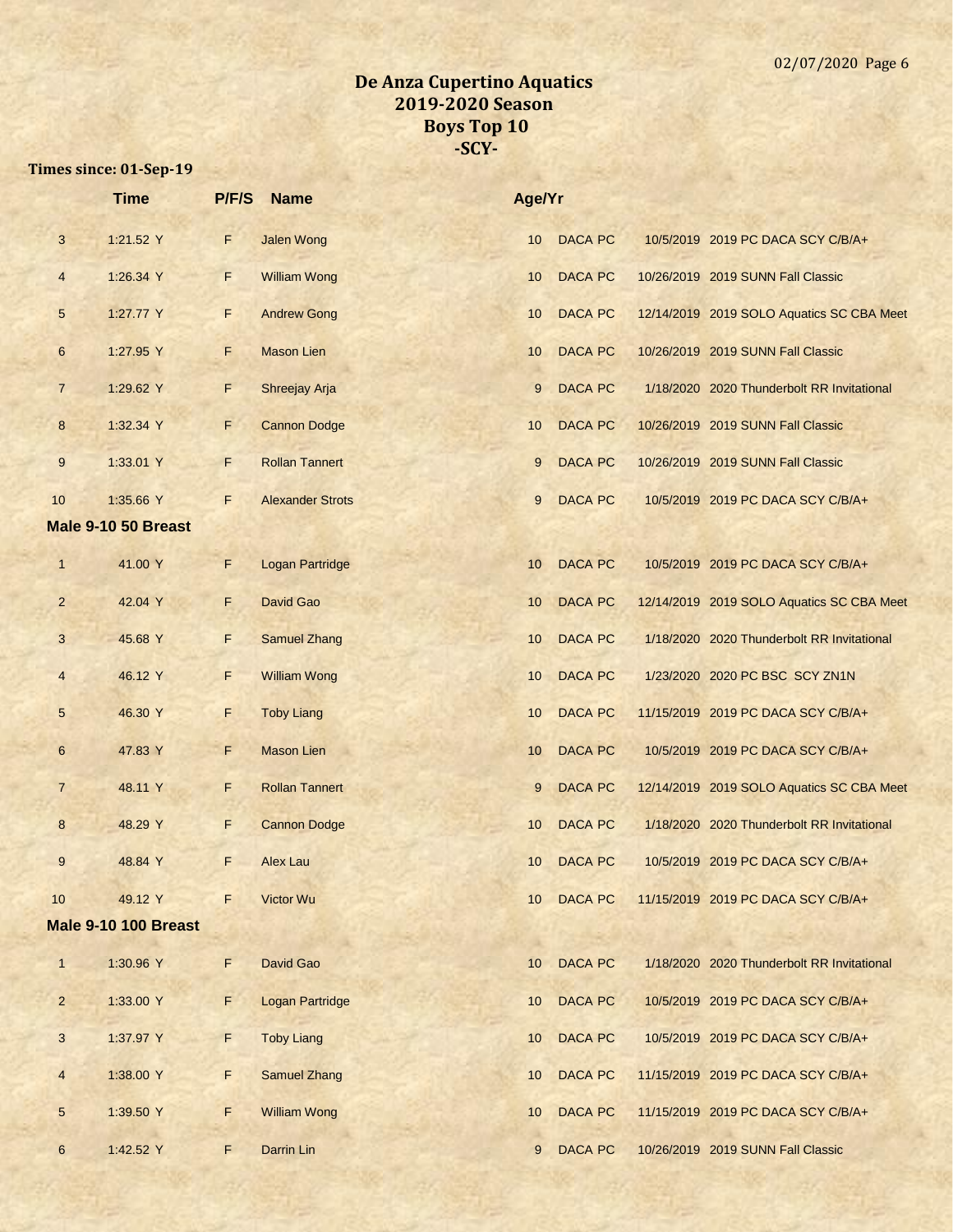# De Anza Cupertino Aquatics
## 2019-2020 Season
## Boys Top 10
## -SCY-

**Times since: 01-Sep-19**

| | Time | P/F/S | Name | Age/Yr | | | |
|---|---|---|---|---|---|---|---|
| 3 | 1:21.52 Y | F | Jalen Wong | 10 | DACA PC | 10/5/2019 | 2019 PC DACA SCY C/B/A+ |
| 4 | 1:26.34 Y | F | William Wong | 10 | DACA PC | 10/26/2019 | 2019 SUNN Fall Classic |
| 5 | 1:27.77 Y | F | Andrew Gong | 10 | DACA PC | 12/14/2019 | 2019 SOLO Aquatics SC CBA Meet |
| 6 | 1:27.95 Y | F | Mason Lien | 10 | DACA PC | 10/26/2019 | 2019 SUNN Fall Classic |
| 7 | 1:29.62 Y | F | Shreejay Arja | 9 | DACA PC | 1/18/2020 | 2020 Thunderbolt RR Invitational |
| 8 | 1:32.34 Y | F | Cannon Dodge | 10 | DACA PC | 10/26/2019 | 2019 SUNN Fall Classic |
| 9 | 1:33.01 Y | F | Rollan Tannert | 9 | DACA PC | 10/26/2019 | 2019 SUNN Fall Classic |
| 10 | 1:35.66 Y | F | Alexander Strots | 9 | DACA PC | 10/5/2019 | 2019 PC DACA SCY C/B/A+ |

**Male 9-10 50 Breast**

| | Time | P/F/S | Name | Age/Yr | | | |
|---|---|---|---|---|---|---|---|
| 1 | 41.00 Y | F | Logan Partridge | 10 | DACA PC | 10/5/2019 | 2019 PC DACA SCY C/B/A+ |
| 2 | 42.04 Y | F | David Gao | 10 | DACA PC | 12/14/2019 | 2019 SOLO Aquatics SC CBA Meet |
| 3 | 45.68 Y | F | Samuel Zhang | 10 | DACA PC | 1/18/2020 | 2020 Thunderbolt RR Invitational |
| 4 | 46.12 Y | F | William Wong | 10 | DACA PC | 1/23/2020 | 2020 PC BSC SCY ZN1N |
| 5 | 46.30 Y | F | Toby Liang | 10 | DACA PC | 11/15/2019 | 2019 PC DACA SCY C/B/A+ |
| 6 | 47.83 Y | F | Mason Lien | 10 | DACA PC | 10/5/2019 | 2019 PC DACA SCY C/B/A+ |
| 7 | 48.11 Y | F | Rollan Tannert | 9 | DACA PC | 12/14/2019 | 2019 SOLO Aquatics SC CBA Meet |
| 8 | 48.29 Y | F | Cannon Dodge | 10 | DACA PC | 1/18/2020 | 2020 Thunderbolt RR Invitational |
| 9 | 48.84 Y | F | Alex Lau | 10 | DACA PC | 10/5/2019 | 2019 PC DACA SCY C/B/A+ |
| 10 | 49.12 Y | F | Victor Wu | 10 | DACA PC | 11/15/2019 | 2019 PC DACA SCY C/B/A+ |

**Male 9-10 100 Breast**

| | Time | P/F/S | Name | Age/Yr | | | |
|---|---|---|---|---|---|---|---|
| 1 | 1:30.96 Y | F | David Gao | 10 | DACA PC | 1/18/2020 | 2020 Thunderbolt RR Invitational |
| 2 | 1:33.00 Y | F | Logan Partridge | 10 | DACA PC | 10/5/2019 | 2019 PC DACA SCY C/B/A+ |
| 3 | 1:37.97 Y | F | Toby Liang | 10 | DACA PC | 10/5/2019 | 2019 PC DACA SCY C/B/A+ |
| 4 | 1:38.00 Y | F | Samuel Zhang | 10 | DACA PC | 11/15/2019 | 2019 PC DACA SCY C/B/A+ |
| 5 | 1:39.50 Y | F | William Wong | 10 | DACA PC | 11/15/2019 | 2019 PC DACA SCY C/B/A+ |
| 6 | 1:42.52 Y | F | Darrin Lin | 9 | DACA PC | 10/26/2019 | 2019 SUNN Fall Classic |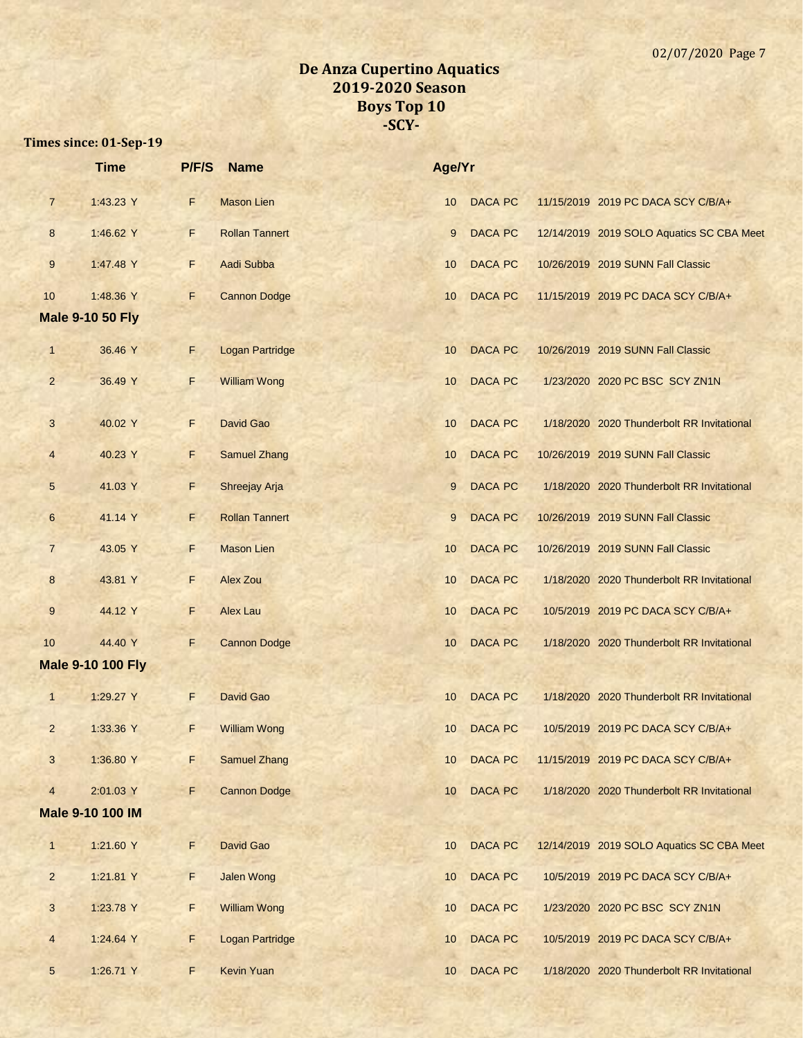# De Anza Cupertino Aquatics
## 2019-2020 Season
## Boys Top 10
## -SCY-

**Times since: 01-Sep-19**

| | Time | P/F/S | Name | Age/Yr | | | |
|---|---|---|---|---|---|---|---|
| 7 | 1:43.23 Y | F | Mason Lien | 10 | DACA PC | 11/15/2019 | 2019 PC DACA SCY C/B/A+ |
| 8 | 1:46.62 Y | F | Rollan Tannert | 9 | DACA PC | 12/14/2019 | 2019 SOLO Aquatics SC CBA Meet |
| 9 | 1:47.48 Y | F | Aadi Subba | 10 | DACA PC | 10/26/2019 | 2019 SUNN Fall Classic |
| 10 | 1:48.36 Y | F | Cannon Dodge | 10 | DACA PC | 11/15/2019 | 2019 PC DACA SCY C/B/A+ |

**Male 9-10 50 Fly**

| | Time | P/F/S | Name | Age/Yr | | | |
|---|---|---|---|---|---|---|---|
| 1 | 36.46 Y | F | Logan Partridge | 10 | DACA PC | 10/26/2019 | 2019 SUNN Fall Classic |
| 2 | 36.49 Y | F | William Wong | 10 | DACA PC | 1/23/2020 | 2020 PC BSC SCY ZN1N |
| 3 | 40.02 Y | F | David Gao | 10 | DACA PC | 1/18/2020 | 2020 Thunderbolt RR Invitational |
| 4 | 40.23 Y | F | Samuel Zhang | 10 | DACA PC | 10/26/2019 | 2019 SUNN Fall Classic |
| 5 | 41.03 Y | F | Shreejay Arja | 9 | DACA PC | 1/18/2020 | 2020 Thunderbolt RR Invitational |
| 6 | 41.14 Y | F | Rollan Tannert | 9 | DACA PC | 10/26/2019 | 2019 SUNN Fall Classic |
| 7 | 43.05 Y | F | Mason Lien | 10 | DACA PC | 10/26/2019 | 2019 SUNN Fall Classic |
| 8 | 43.81 Y | F | Alex Zou | 10 | DACA PC | 1/18/2020 | 2020 Thunderbolt RR Invitational |
| 9 | 44.12 Y | F | Alex Lau | 10 | DACA PC | 10/5/2019 | 2019 PC DACA SCY C/B/A+ |
| 10 | 44.40 Y | F | Cannon Dodge | 10 | DACA PC | 1/18/2020 | 2020 Thunderbolt RR Invitational |

**Male 9-10 100 Fly**

| | Time | P/F/S | Name | Age/Yr | | | |
|---|---|---|---|---|---|---|---|
| 1 | 1:29.27 Y | F | David Gao | 10 | DACA PC | 1/18/2020 | 2020 Thunderbolt RR Invitational |
| 2 | 1:33.36 Y | F | William Wong | 10 | DACA PC | 10/5/2019 | 2019 PC DACA SCY C/B/A+ |
| 3 | 1:36.80 Y | F | Samuel Zhang | 10 | DACA PC | 11/15/2019 | 2019 PC DACA SCY C/B/A+ |
| 4 | 2:01.03 Y | F | Cannon Dodge | 10 | DACA PC | 1/18/2020 | 2020 Thunderbolt RR Invitational |

**Male 9-10 100 IM**

| | Time | P/F/S | Name | Age/Yr | | | |
|---|---|---|---|---|---|---|---|
| 1 | 1:21.60 Y | F | David Gao | 10 | DACA PC | 12/14/2019 | 2019 SOLO Aquatics SC CBA Meet |
| 2 | 1:21.81 Y | F | Jalen Wong | 10 | DACA PC | 10/5/2019 | 2019 PC DACA SCY C/B/A+ |
| 3 | 1:23.78 Y | F | William Wong | 10 | DACA PC | 1/23/2020 | 2020 PC BSC SCY ZN1N |
| 4 | 1:24.64 Y | F | Logan Partridge | 10 | DACA PC | 10/5/2019 | 2019 PC DACA SCY C/B/A+ |
| 5 | 1:26.71 Y | F | Kevin Yuan | 10 | DACA PC | 1/18/2020 | 2020 Thunderbolt RR Invitational |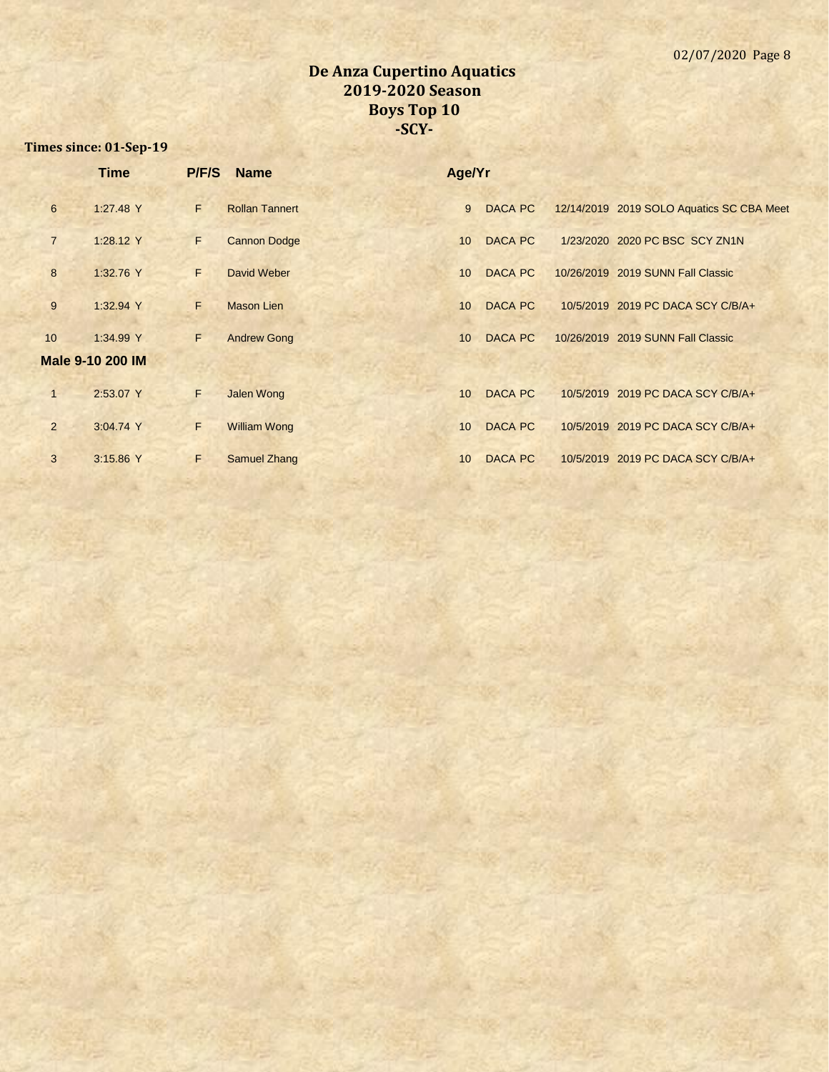# De Anza Cupertino Aquatics
## 2019-2020 Season
## Boys Top 10
## -SCY-

**Times since: 01-Sep-19**

| | Time | P/F/S | Name | Age/Yr | | | |
|---|---|---|---|---|---|---|---|
| 6 | 1:27.48 Y | F | Rollan Tannert | 9 | DACA PC | 12/14/2019 | 2019 SOLO Aquatics SC CBA Meet |
| 7 | 1:28.12 Y | F | Cannon Dodge | 10 | DACA PC | 1/23/2020 | 2020 PC BSC SCY ZN1N |
| 8 | 1:32.76 Y | F | David Weber | 10 | DACA PC | 10/26/2019 | 2019 SUNN Fall Classic |
| 9 | 1:32.94 Y | F | Mason Lien | 10 | DACA PC | 10/5/2019 | 2019 PC DACA SCY C/B/A+ |
| 10 | 1:34.99 Y | F | Andrew Gong | 10 | DACA PC | 10/26/2019 | 2019 SUNN Fall Classic |

**Male 9-10 200 IM**

| | Time | P/F/S | Name | Age/Yr | | | |
|---|---|---|---|---|---|---|---|
| 1 | 2:53.07 Y | F | Jalen Wong | 10 | DACA PC | 10/5/2019 | 2019 PC DACA SCY C/B/A+ |
| 2 | 3:04.74 Y | F | William Wong | 10 | DACA PC | 10/5/2019 | 2019 PC DACA SCY C/B/A+ |
| 3 | 3:15.86 Y | F | Samuel Zhang | 10 | DACA PC | 10/5/2019 | 2019 PC DACA SCY C/B/A+ |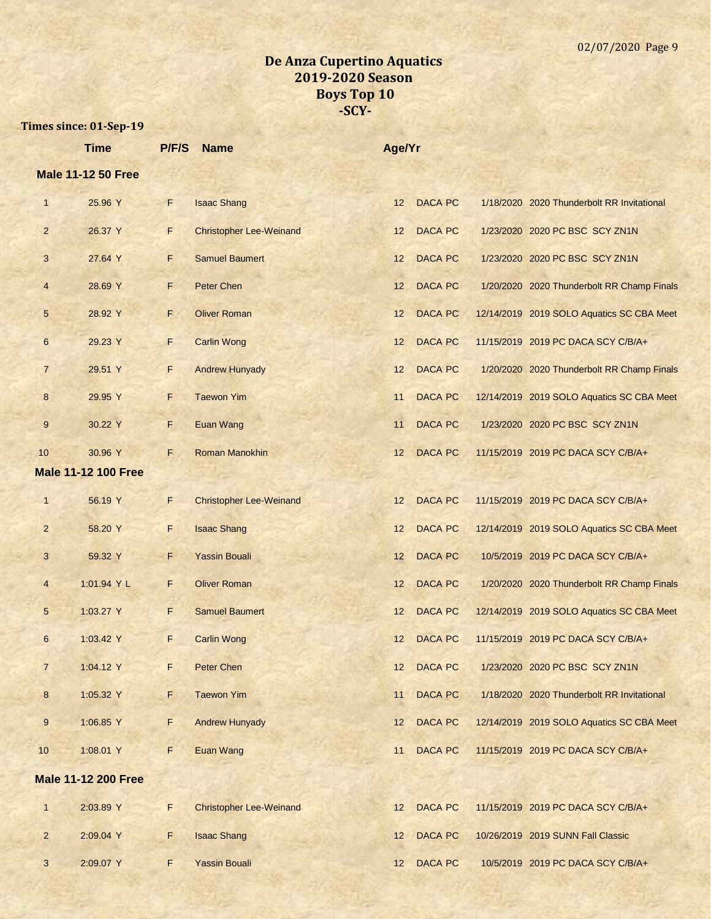# De Anza Cupertino Aquatics
## 2019-2020 Season
## Boys Top 10
## -SCY-

**Times since: 01-Sep-19**

### Male 11-12 50 Free

| | Time | P/F/S | Name | Age/Yr | Team | Date | Meet |
|---|---|---|---|---|---|---|---|
| 1 | 25.96 Y | F | Isaac Shang | 12 | DACA PC | 1/18/2020 | 2020 Thunderbolt RR Invitational |
| 2 | 26.37 Y | F | Christopher Lee-Weinand | 12 | DACA PC | 1/23/2020 | 2020 PC BSC SCY ZN1N |
| 3 | 27.64 Y | F | Samuel Baumert | 12 | DACA PC | 1/23/2020 | 2020 PC BSC SCY ZN1N |
| 4 | 28.69 Y | F | Peter Chen | 12 | DACA PC | 1/20/2020 | 2020 Thunderbolt RR Champ Finals |
| 5 | 28.92 Y | F | Oliver Roman | 12 | DACA PC | 12/14/2019 | 2019 SOLO Aquatics SC CBA Meet |
| 6 | 29.23 Y | F | Carlin Wong | 12 | DACA PC | 11/15/2019 | 2019 PC DACA SCY C/B/A+ |
| 7 | 29.51 Y | F | Andrew Hunyady | 12 | DACA PC | 1/20/2020 | 2020 Thunderbolt RR Champ Finals |
| 8 | 29.95 Y | F | Taewon Yim | 11 | DACA PC | 12/14/2019 | 2019 SOLO Aquatics SC CBA Meet |
| 9 | 30.22 Y | F | Euan Wang | 11 | DACA PC | 1/23/2020 | 2020 PC BSC SCY ZN1N |
| 10 | 30.96 Y | F | Roman Manokhin | 12 | DACA PC | 11/15/2019 | 2019 PC DACA SCY C/B/A+ |

### Male 11-12 100 Free

| | Time | P/F/S | Name | Age/Yr | Team | Date | Meet |
|---|---|---|---|---|---|---|---|
| 1 | 56.19 Y | F | Christopher Lee-Weinand | 12 | DACA PC | 11/15/2019 | 2019 PC DACA SCY C/B/A+ |
| 2 | 58.20 Y | F | Isaac Shang | 12 | DACA PC | 12/14/2019 | 2019 SOLO Aquatics SC CBA Meet |
| 3 | 59.32 Y | F | Yassin Bouali | 12 | DACA PC | 10/5/2019 | 2019 PC DACA SCY C/B/A+ |
| 4 | 1:01.94 Y L | F | Oliver Roman | 12 | DACA PC | 1/20/2020 | 2020 Thunderbolt RR Champ Finals |
| 5 | 1:03.27 Y | F | Samuel Baumert | 12 | DACA PC | 12/14/2019 | 2019 SOLO Aquatics SC CBA Meet |
| 6 | 1:03.42 Y | F | Carlin Wong | 12 | DACA PC | 11/15/2019 | 2019 PC DACA SCY C/B/A+ |
| 7 | 1:04.12 Y | F | Peter Chen | 12 | DACA PC | 1/23/2020 | 2020 PC BSC SCY ZN1N |
| 8 | 1:05.32 Y | F | Taewon Yim | 11 | DACA PC | 1/18/2020 | 2020 Thunderbolt RR Invitational |
| 9 | 1:06.85 Y | F | Andrew Hunyady | 12 | DACA PC | 12/14/2019 | 2019 SOLO Aquatics SC CBA Meet |
| 10 | 1:08.01 Y | F | Euan Wang | 11 | DACA PC | 11/15/2019 | 2019 PC DACA SCY C/B/A+ |

### Male 11-12 200 Free

| | Time | P/F/S | Name | Age/Yr | Team | Date | Meet |
|---|---|---|---|---|---|---|---|
| 1 | 2:03.89 Y | F | Christopher Lee-Weinand | 12 | DACA PC | 11/15/2019 | 2019 PC DACA SCY C/B/A+ |
| 2 | 2:09.04 Y | F | Isaac Shang | 12 | DACA PC | 10/26/2019 | 2019 SUNN Fall Classic |
| 3 | 2:09.07 Y | F | Yassin Bouali | 12 | DACA PC | 10/5/2019 | 2019 PC DACA SCY C/B/A+ |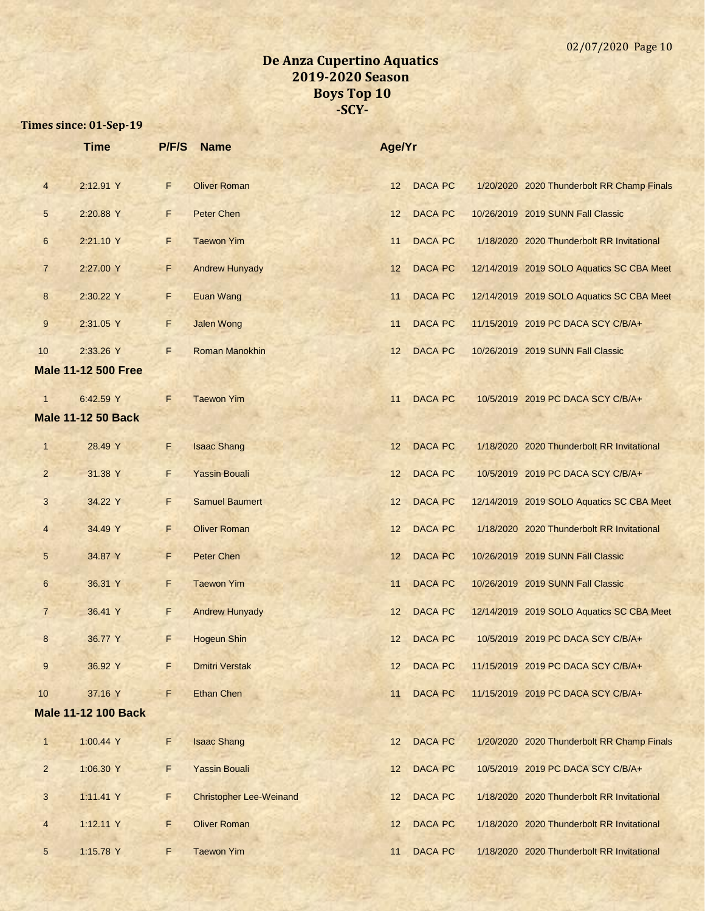# De Anza Cupertino Aquatics
## 2019-2020 Season
## Boys Top 10
## -SCY-

**Times since: 01-Sep-19**

| | Time | P/F/S | Name | Age/Yr | | | |
|---|---|---|---|---|---|---|---|
| 4 | 2:12.91 Y | F | Oliver Roman | 12 | DACA PC | 1/20/2020 | 2020 Thunderbolt RR Champ Finals |
| 5 | 2:20.88 Y | F | Peter Chen | 12 | DACA PC | 10/26/2019 | 2019 SUNN Fall Classic |
| 6 | 2:21.10 Y | F | Taewon Yim | 11 | DACA PC | 1/18/2020 | 2020 Thunderbolt RR Invitational |
| 7 | 2:27.00 Y | F | Andrew Hunyady | 12 | DACA PC | 12/14/2019 | 2019 SOLO Aquatics SC CBA Meet |
| 8 | 2:30.22 Y | F | Euan Wang | 11 | DACA PC | 12/14/2019 | 2019 SOLO Aquatics SC CBA Meet |
| 9 | 2:31.05 Y | F | Jalen Wong | 11 | DACA PC | 11/15/2019 | 2019 PC DACA SCY C/B/A+ |
| 10 | 2:33.26 Y | F | Roman Manokhin | 12 | DACA PC | 10/26/2019 | 2019 SUNN Fall Classic |

**Male 11-12 500 Free**

| | Time | P/F/S | Name | Age/Yr | | | |
|---|---|---|---|---|---|---|---|
| 1 | 6:42.59 Y | F | Taewon Yim | 11 | DACA PC | 10/5/2019 | 2019 PC DACA SCY C/B/A+ |

**Male 11-12 50 Back**

| | Time | P/F/S | Name | Age/Yr | | | |
|---|---|---|---|---|---|---|---|
| 1 | 28.49 Y | F | Isaac Shang | 12 | DACA PC | 1/18/2020 | 2020 Thunderbolt RR Invitational |
| 2 | 31.38 Y | F | Yassin Bouali | 12 | DACA PC | 10/5/2019 | 2019 PC DACA SCY C/B/A+ |
| 3 | 34.22 Y | F | Samuel Baumert | 12 | DACA PC | 12/14/2019 | 2019 SOLO Aquatics SC CBA Meet |
| 4 | 34.49 Y | F | Oliver Roman | 12 | DACA PC | 1/18/2020 | 2020 Thunderbolt RR Invitational |
| 5 | 34.87 Y | F | Peter Chen | 12 | DACA PC | 10/26/2019 | 2019 SUNN Fall Classic |
| 6 | 36.31 Y | F | Taewon Yim | 11 | DACA PC | 10/26/2019 | 2019 SUNN Fall Classic |
| 7 | 36.41 Y | F | Andrew Hunyady | 12 | DACA PC | 12/14/2019 | 2019 SOLO Aquatics SC CBA Meet |
| 8 | 36.77 Y | F | Hogeun Shin | 12 | DACA PC | 10/5/2019 | 2019 PC DACA SCY C/B/A+ |
| 9 | 36.92 Y | F | Dmitri Verstak | 12 | DACA PC | 11/15/2019 | 2019 PC DACA SCY C/B/A+ |
| 10 | 37.16 Y | F | Ethan Chen | 11 | DACA PC | 11/15/2019 | 2019 PC DACA SCY C/B/A+ |

**Male 11-12 100 Back**

| | Time | P/F/S | Name | Age/Yr | | | |
|---|---|---|---|---|---|---|---|
| 1 | 1:00.44 Y | F | Isaac Shang | 12 | DACA PC | 1/20/2020 | 2020 Thunderbolt RR Champ Finals |
| 2 | 1:06.30 Y | F | Yassin Bouali | 12 | DACA PC | 10/5/2019 | 2019 PC DACA SCY C/B/A+ |
| 3 | 1:11.41 Y | F | Christopher Lee-Weinand | 12 | DACA PC | 1/18/2020 | 2020 Thunderbolt RR Invitational |
| 4 | 1:12.11 Y | F | Oliver Roman | 12 | DACA PC | 1/18/2020 | 2020 Thunderbolt RR Invitational |
| 5 | 1:15.78 Y | F | Taewon Yim | 11 | DACA PC | 1/18/2020 | 2020 Thunderbolt RR Invitational |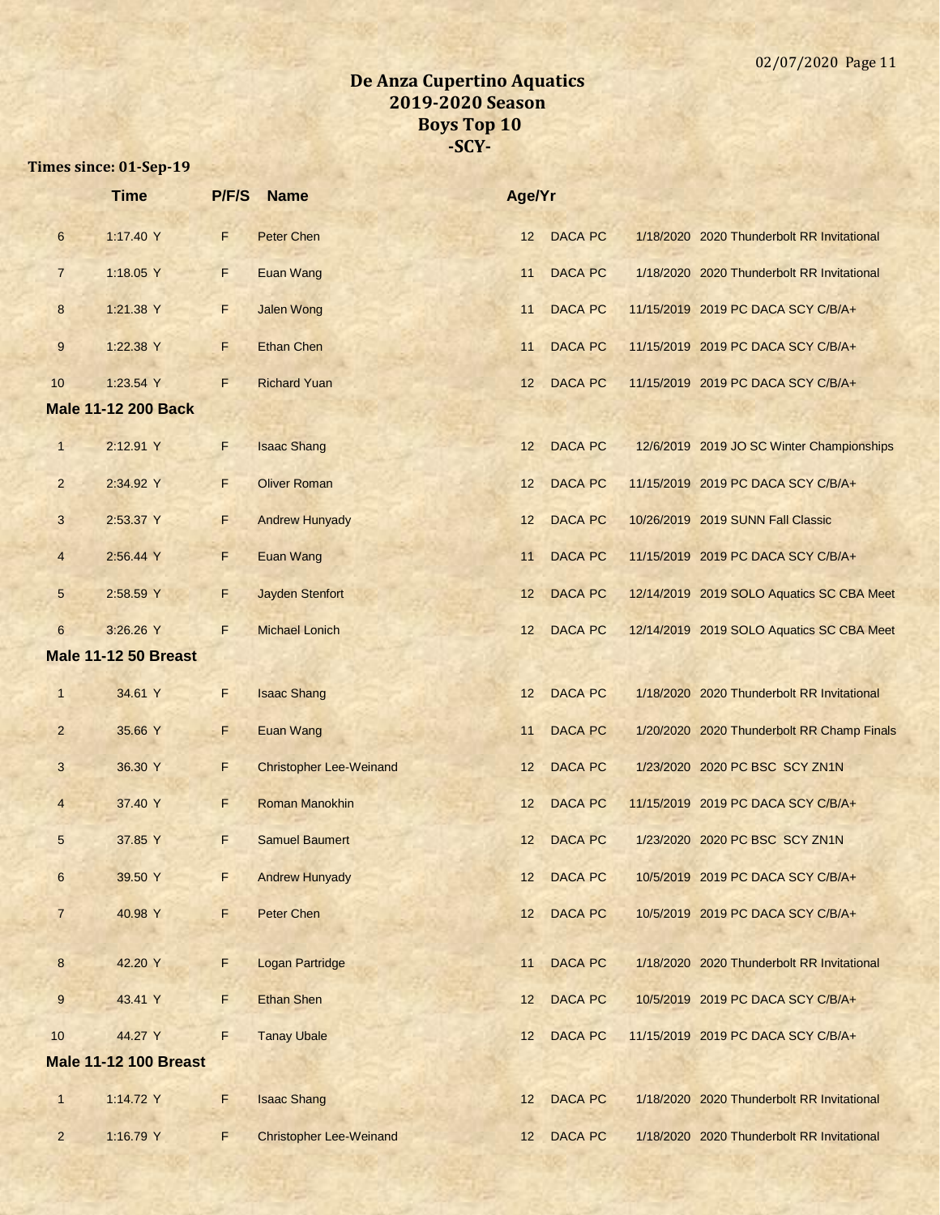# De Anza Cupertino Aquatics
# 2019-2020 Season
# Boys Top 10
# -SCY-

**Times since: 01-Sep-19**

| | Time | P/F/S | Name | Age/Yr | | | |
|---|---|---|---|---|---|---|---|
| 6 | 1:17.40 Y | F | Peter Chen | 12 | DACA PC | 1/18/2020 | 2020 Thunderbolt RR Invitational |
| 7 | 1:18.05 Y | F | Euan Wang | 11 | DACA PC | 1/18/2020 | 2020 Thunderbolt RR Invitational |
| 8 | 1:21.38 Y | F | Jalen Wong | 11 | DACA PC | 11/15/2019 | 2019 PC DACA SCY C/B/A+ |
| 9 | 1:22.38 Y | F | Ethan Chen | 11 | DACA PC | 11/15/2019 | 2019 PC DACA SCY C/B/A+ |
| 10 | 1:23.54 Y | F | Richard Yuan | 12 | DACA PC | 11/15/2019 | 2019 PC DACA SCY C/B/A+ |

**Male 11-12 200 Back**

| | Time | P/F/S | Name | Age/Yr | | | |
|---|---|---|---|---|---|---|---|
| 1 | 2:12.91 Y | F | Isaac Shang | 12 | DACA PC | 12/6/2019 | 2019 JO SC Winter Championships |
| 2 | 2:34.92 Y | F | Oliver Roman | 12 | DACA PC | 11/15/2019 | 2019 PC DACA SCY C/B/A+ |
| 3 | 2:53.37 Y | F | Andrew Hunyady | 12 | DACA PC | 10/26/2019 | 2019 SUNN Fall Classic |
| 4 | 2:56.44 Y | F | Euan Wang | 11 | DACA PC | 11/15/2019 | 2019 PC DACA SCY C/B/A+ |
| 5 | 2:58.59 Y | F | Jayden Stenfort | 12 | DACA PC | 12/14/2019 | 2019 SOLO Aquatics SC CBA Meet |
| 6 | 3:26.26 Y | F | Michael Lonich | 12 | DACA PC | 12/14/2019 | 2019 SOLO Aquatics SC CBA Meet |

**Male 11-12 50 Breast**

| | Time | P/F/S | Name | Age/Yr | | | |
|---|---|---|---|---|---|---|---|
| 1 | 34.61 Y | F | Isaac Shang | 12 | DACA PC | 1/18/2020 | 2020 Thunderbolt RR Invitational |
| 2 | 35.66 Y | F | Euan Wang | 11 | DACA PC | 1/20/2020 | 2020 Thunderbolt RR Champ Finals |
| 3 | 36.30 Y | F | Christopher Lee-Weinand | 12 | DACA PC | 1/23/2020 | 2020 PC BSC SCY ZN1N |
| 4 | 37.40 Y | F | Roman Manokhin | 12 | DACA PC | 11/15/2019 | 2019 PC DACA SCY C/B/A+ |
| 5 | 37.85 Y | F | Samuel Baumert | 12 | DACA PC | 1/23/2020 | 2020 PC BSC SCY ZN1N |
| 6 | 39.50 Y | F | Andrew Hunyady | 12 | DACA PC | 10/5/2019 | 2019 PC DACA SCY C/B/A+ |
| 7 | 40.98 Y | F | Peter Chen | 12 | DACA PC | 10/5/2019 | 2019 PC DACA SCY C/B/A+ |
| 8 | 42.20 Y | F | Logan Partridge | 11 | DACA PC | 1/18/2020 | 2020 Thunderbolt RR Invitational |
| 9 | 43.41 Y | F | Ethan Shen | 12 | DACA PC | 10/5/2019 | 2019 PC DACA SCY C/B/A+ |
| 10 | 44.27 Y | F | Tanay Ubale | 12 | DACA PC | 11/15/2019 | 2019 PC DACA SCY C/B/A+ |

**Male 11-12 100 Breast**

| | Time | P/F/S | Name | Age/Yr | | | |
|---|---|---|---|---|---|---|---|
| 1 | 1:14.72 Y | F | Isaac Shang | 12 | DACA PC | 1/18/2020 | 2020 Thunderbolt RR Invitational |
| 2 | 1:16.79 Y | F | Christopher Lee-Weinand | 12 | DACA PC | 1/18/2020 | 2020 Thunderbolt RR Invitational |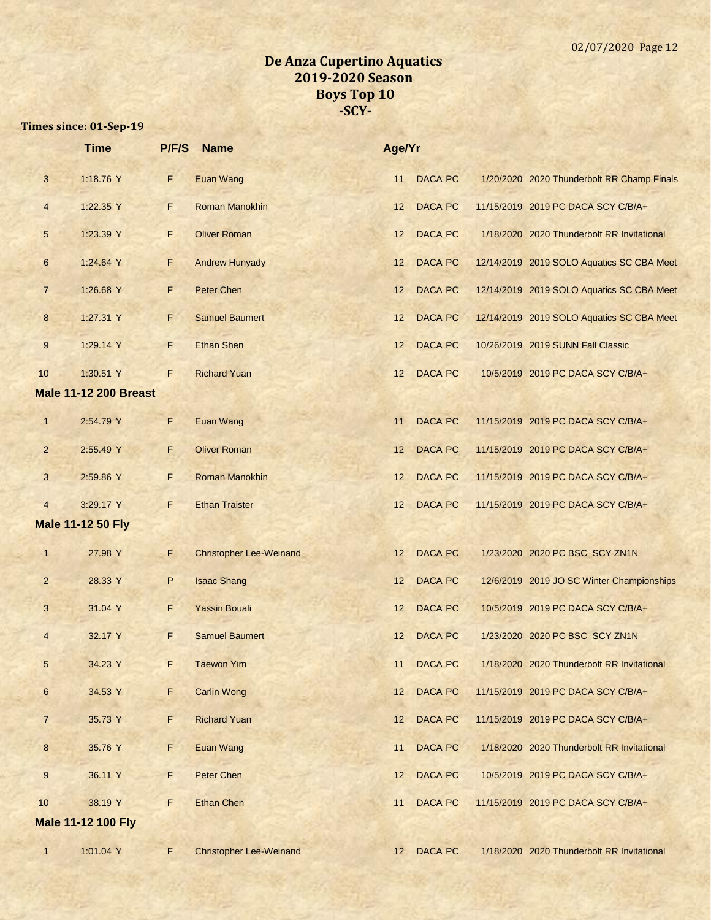# De Anza Cupertino Aquatics
## 2019-2020 Season
## Boys Top 10
## -SCY-

**Times since: 01-Sep-19**

| | Time | P/F/S | Name | Age/Yr | | | |
|---|---|---|---|---|---|---|---|
| 3 | 1:18.76 Y | F | Euan Wang | 11 | DACA PC | 1/20/2020 | 2020 Thunderbolt RR Champ Finals |
| 4 | 1:22.35 Y | F | Roman Manokhin | 12 | DACA PC | 11/15/2019 | 2019 PC DACA SCY C/B/A+ |
| 5 | 1:23.39 Y | F | Oliver Roman | 12 | DACA PC | 1/18/2020 | 2020 Thunderbolt RR Invitational |
| 6 | 1:24.64 Y | F | Andrew Hunyady | 12 | DACA PC | 12/14/2019 | 2019 SOLO Aquatics SC CBA Meet |
| 7 | 1:26.68 Y | F | Peter Chen | 12 | DACA PC | 12/14/2019 | 2019 SOLO Aquatics SC CBA Meet |
| 8 | 1:27.31 Y | F | Samuel Baumert | 12 | DACA PC | 12/14/2019 | 2019 SOLO Aquatics SC CBA Meet |
| 9 | 1:29.14 Y | F | Ethan Shen | 12 | DACA PC | 10/26/2019 | 2019 SUNN Fall Classic |
| 10 | 1:30.51 Y | F | Richard Yuan | 12 | DACA PC | 10/5/2019 | 2019 PC DACA SCY C/B/A+ |

**Male 11-12 200 Breast**

| | Time | P/F/S | Name | Age/Yr | | | |
|---|---|---|---|---|---|---|---|
| 1 | 2:54.79 Y | F | Euan Wang | 11 | DACA PC | 11/15/2019 | 2019 PC DACA SCY C/B/A+ |
| 2 | 2:55.49 Y | F | Oliver Roman | 12 | DACA PC | 11/15/2019 | 2019 PC DACA SCY C/B/A+ |
| 3 | 2:59.86 Y | F | Roman Manokhin | 12 | DACA PC | 11/15/2019 | 2019 PC DACA SCY C/B/A+ |
| 4 | 3:29.17 Y | F | Ethan Traister | 12 | DACA PC | 11/15/2019 | 2019 PC DACA SCY C/B/A+ |

**Male 11-12 50 Fly**

| | Time | P/F/S | Name | Age/Yr | | | |
|---|---|---|---|---|---|---|---|
| 1 | 27.98 Y | F | Christopher Lee-Weinand | 12 | DACA PC | 1/23/2020 | 2020 PC BSC SCY ZN1N |
| 2 | 28.33 Y | P | Isaac Shang | 12 | DACA PC | 12/6/2019 | 2019 JO SC Winter Championships |
| 3 | 31.04 Y | F | Yassin Bouali | 12 | DACA PC | 10/5/2019 | 2019 PC DACA SCY C/B/A+ |
| 4 | 32.17 Y | F | Samuel Baumert | 12 | DACA PC | 1/23/2020 | 2020 PC BSC SCY ZN1N |
| 5 | 34.23 Y | F | Taewon Yim | 11 | DACA PC | 1/18/2020 | 2020 Thunderbolt RR Invitational |
| 6 | 34.53 Y | F | Carlin Wong | 12 | DACA PC | 11/15/2019 | 2019 PC DACA SCY C/B/A+ |
| 7 | 35.73 Y | F | Richard Yuan | 12 | DACA PC | 11/15/2019 | 2019 PC DACA SCY C/B/A+ |
| 8 | 35.76 Y | F | Euan Wang | 11 | DACA PC | 1/18/2020 | 2020 Thunderbolt RR Invitational |
| 9 | 36.11 Y | F | Peter Chen | 12 | DACA PC | 10/5/2019 | 2019 PC DACA SCY C/B/A+ |
| 10 | 38.19 Y | F | Ethan Chen | 11 | DACA PC | 11/15/2019 | 2019 PC DACA SCY C/B/A+ |

**Male 11-12 100 Fly**

| | Time | P/F/S | Name | Age/Yr | | | |
|---|---|---|---|---|---|---|---|
| 1 | 1:01.04 Y | F | Christopher Lee-Weinand | 12 | DACA PC | 1/18/2020 | 2020 Thunderbolt RR Invitational |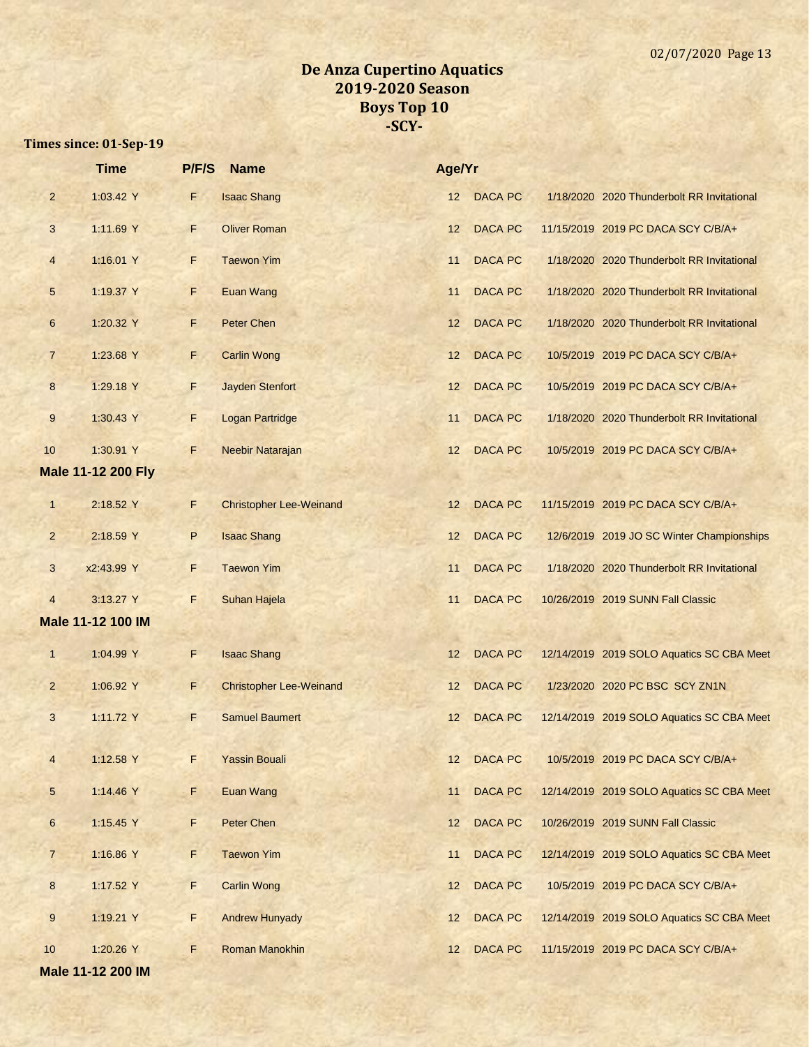# De Anza Cupertino Aquatics
# 2019-2020 Season
# Boys Top 10
# -SCY-

**Times since: 01-Sep-19**

| | Time | P/F/S | Name | Age/Yr | | | |
|---|---|---|---|---|---|---|---|
| 2 | 1:03.42 Y | F | Isaac Shang | 12 | DACA PC | 1/18/2020 | 2020 Thunderbolt RR Invitational |
| 3 | 1:11.69 Y | F | Oliver Roman | 12 | DACA PC | 11/15/2019 | 2019 PC DACA SCY C/B/A+ |
| 4 | 1:16.01 Y | F | Taewon Yim | 11 | DACA PC | 1/18/2020 | 2020 Thunderbolt RR Invitational |
| 5 | 1:19.37 Y | F | Euan Wang | 11 | DACA PC | 1/18/2020 | 2020 Thunderbolt RR Invitational |
| 6 | 1:20.32 Y | F | Peter Chen | 12 | DACA PC | 1/18/2020 | 2020 Thunderbolt RR Invitational |
| 7 | 1:23.68 Y | F | Carlin Wong | 12 | DACA PC | 10/5/2019 | 2019 PC DACA SCY C/B/A+ |
| 8 | 1:29.18 Y | F | Jayden Stenfort | 12 | DACA PC | 10/5/2019 | 2019 PC DACA SCY C/B/A+ |
| 9 | 1:30.43 Y | F | Logan Partridge | 11 | DACA PC | 1/18/2020 | 2020 Thunderbolt RR Invitational |
| 10 | 1:30.91 Y | F | Neebir Natarajan | 12 | DACA PC | 10/5/2019 | 2019 PC DACA SCY C/B/A+ |

**Male 11-12 200 Fly**

| | Time | P/F/S | Name | Age/Yr | | | |
|---|---|---|---|---|---|---|---|
| 1 | 2:18.52 Y | F | Christopher Lee-Weinand | 12 | DACA PC | 11/15/2019 | 2019 PC DACA SCY C/B/A+ |
| 2 | 2:18.59 Y | P | Isaac Shang | 12 | DACA PC | 12/6/2019 | 2019 JO SC Winter Championships |
| 3 | x2:43.99 Y | F | Taewon Yim | 11 | DACA PC | 1/18/2020 | 2020 Thunderbolt RR Invitational |
| 4 | 3:13.27 Y | F | Suhan Hajela | 11 | DACA PC | 10/26/2019 | 2019 SUNN Fall Classic |

**Male 11-12 100 IM**

| | Time | P/F/S | Name | Age/Yr | | | |
|---|---|---|---|---|---|---|---|
| 1 | 1:04.99 Y | F | Isaac Shang | 12 | DACA PC | 12/14/2019 | 2019 SOLO Aquatics SC CBA Meet |
| 2 | 1:06.92 Y | F | Christopher Lee-Weinand | 12 | DACA PC | 1/23/2020 | 2020 PC BSC SCY ZN1N |
| 3 | 1:11.72 Y | F | Samuel Baumert | 12 | DACA PC | 12/14/2019 | 2019 SOLO Aquatics SC CBA Meet |
| 4 | 1:12.58 Y | F | Yassin Bouali | 12 | DACA PC | 10/5/2019 | 2019 PC DACA SCY C/B/A+ |
| 5 | 1:14.46 Y | F | Euan Wang | 11 | DACA PC | 12/14/2019 | 2019 SOLO Aquatics SC CBA Meet |
| 6 | 1:15.45 Y | F | Peter Chen | 12 | DACA PC | 10/26/2019 | 2019 SUNN Fall Classic |
| 7 | 1:16.86 Y | F | Taewon Yim | 11 | DACA PC | 12/14/2019 | 2019 SOLO Aquatics SC CBA Meet |
| 8 | 1:17.52 Y | F | Carlin Wong | 12 | DACA PC | 10/5/2019 | 2019 PC DACA SCY C/B/A+ |
| 9 | 1:19.21 Y | F | Andrew Hunyady | 12 | DACA PC | 12/14/2019 | 2019 SOLO Aquatics SC CBA Meet |
| 10 | 1:20.26 Y | F | Roman Manokhin | 12 | DACA PC | 11/15/2019 | 2019 PC DACA SCY C/B/A+ |

**Male 11-12 200 IM**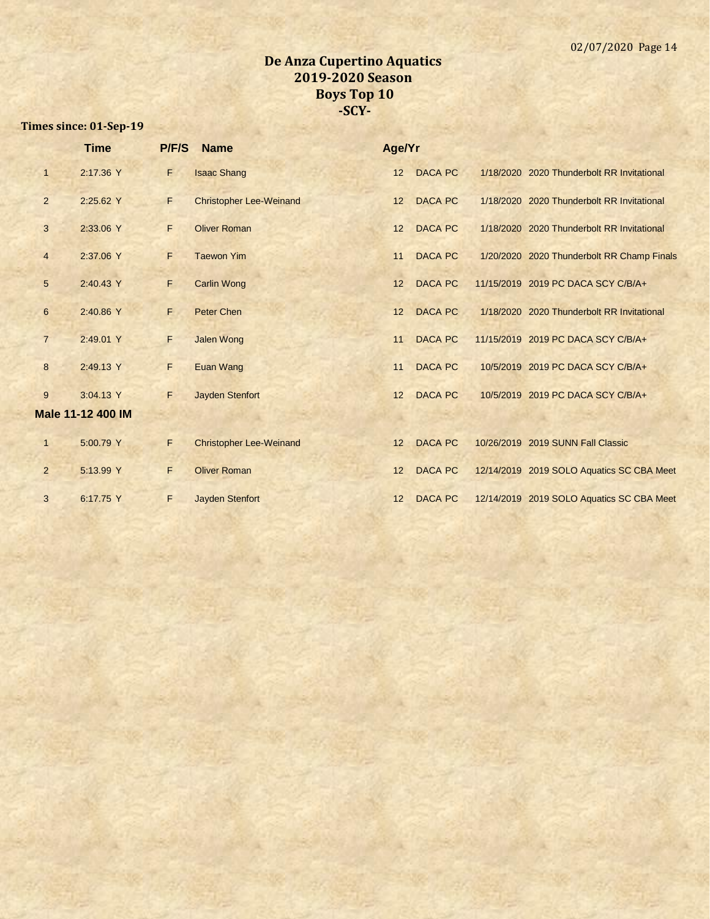# De Anza Cupertino Aquatics
## 2019-2020 Season
## Boys Top 10
## -SCY-

**Times since: 01-Sep-19**

| | Time | P/F/S | Name | Age/Yr | | | |
|---|---|---|---|---|---|---|---|
| 1 | 2:17.36 Y | F | Isaac Shang | 12 | DACA PC | 1/18/2020 | 2020 Thunderbolt RR Invitational |
| 2 | 2:25.62 Y | F | Christopher Lee-Weinand | 12 | DACA PC | 1/18/2020 | 2020 Thunderbolt RR Invitational |
| 3 | 2:33.06 Y | F | Oliver Roman | 12 | DACA PC | 1/18/2020 | 2020 Thunderbolt RR Invitational |
| 4 | 2:37.06 Y | F | Taewon Yim | 11 | DACA PC | 1/20/2020 | 2020 Thunderbolt RR Champ Finals |
| 5 | 2:40.43 Y | F | Carlin Wong | 12 | DACA PC | 11/15/2019 | 2019 PC DACA SCY C/B/A+ |
| 6 | 2:40.86 Y | F | Peter Chen | 12 | DACA PC | 1/18/2020 | 2020 Thunderbolt RR Invitational |
| 7 | 2:49.01 Y | F | Jalen Wong | 11 | DACA PC | 11/15/2019 | 2019 PC DACA SCY C/B/A+ |
| 8 | 2:49.13 Y | F | Euan Wang | 11 | DACA PC | 10/5/2019 | 2019 PC DACA SCY C/B/A+ |
| 9 | 3:04.13 Y | F | Jayden Stenfort | 12 | DACA PC | 10/5/2019 | 2019 PC DACA SCY C/B/A+ |

### Male 11-12 400 IM

| | Time | P/F/S | Name | Age/Yr | | | |
|---|---|---|---|---|---|---|---|
| 1 | 5:00.79 Y | F | Christopher Lee-Weinand | 12 | DACA PC | 10/26/2019 | 2019 SUNN Fall Classic |
| 2 | 5:13.99 Y | F | Oliver Roman | 12 | DACA PC | 12/14/2019 | 2019 SOLO Aquatics SC CBA Meet |
| 3 | 6:17.75 Y | F | Jayden Stenfort | 12 | DACA PC | 12/14/2019 | 2019 SOLO Aquatics SC CBA Meet |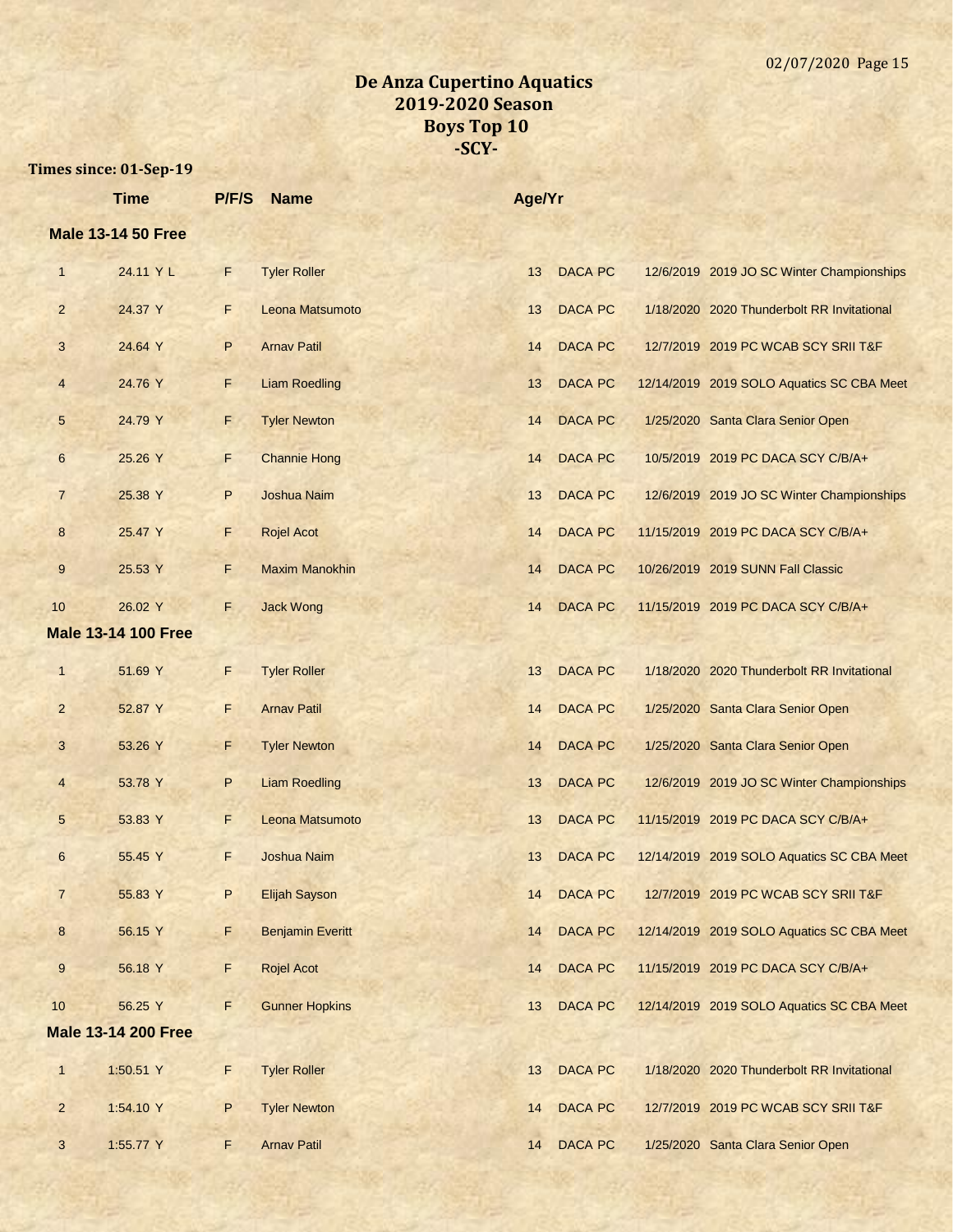# De Anza Cupertino Aquatics
## 2019-2020 Season
## Boys Top 10
## -SCY-

**Times since: 01-Sep-19**

| | Time | P/F/S | Name | Age/Yr | Team | Date | Meet |
|---|---|---|---|---|---|---|---|
| **Male 13-14 50 Free** | | | | | | | |
| 1 | 24.11 Y L | F | Tyler Roller | 13 | DACA PC | 12/6/2019 | 2019 JO SC Winter Championships |
| 2 | 24.37 Y | F | Leona Matsumoto | 13 | DACA PC | 1/18/2020 | 2020 Thunderbolt RR Invitational |
| 3 | 24.64 Y | P | Arnav Patil | 14 | DACA PC | 12/7/2019 | 2019 PC WCAB SCY SRII T&F |
| 4 | 24.76 Y | F | Liam Roedling | 13 | DACA PC | 12/14/2019 | 2019 SOLO Aquatics SC CBA Meet |
| 5 | 24.79 Y | F | Tyler Newton | 14 | DACA PC | 1/25/2020 | Santa Clara Senior Open |
| 6 | 25.26 Y | F | Channie Hong | 14 | DACA PC | 10/5/2019 | 2019 PC DACA SCY C/B/A+ |
| 7 | 25.38 Y | P | Joshua Naim | 13 | DACA PC | 12/6/2019 | 2019 JO SC Winter Championships |
| 8 | 25.47 Y | F | Rojel Acot | 14 | DACA PC | 11/15/2019 | 2019 PC DACA SCY C/B/A+ |
| 9 | 25.53 Y | F | Maxim Manokhin | 14 | DACA PC | 10/26/2019 | 2019 SUNN Fall Classic |
| 10 | 26.02 Y | F | Jack Wong | 14 | DACA PC | 11/15/2019 | 2019 PC DACA SCY C/B/A+ |
| **Male 13-14 100 Free** | | | | | | | |
| 1 | 51.69 Y | F | Tyler Roller | 13 | DACA PC | 1/18/2020 | 2020 Thunderbolt RR Invitational |
| 2 | 52.87 Y | F | Arnav Patil | 14 | DACA PC | 1/25/2020 | Santa Clara Senior Open |
| 3 | 53.26 Y | F | Tyler Newton | 14 | DACA PC | 1/25/2020 | Santa Clara Senior Open |
| 4 | 53.78 Y | P | Liam Roedling | 13 | DACA PC | 12/6/2019 | 2019 JO SC Winter Championships |
| 5 | 53.83 Y | F | Leona Matsumoto | 13 | DACA PC | 11/15/2019 | 2019 PC DACA SCY C/B/A+ |
| 6 | 55.45 Y | F | Joshua Naim | 13 | DACA PC | 12/14/2019 | 2019 SOLO Aquatics SC CBA Meet |
| 7 | 55.83 Y | P | Elijah Sayson | 14 | DACA PC | 12/7/2019 | 2019 PC WCAB SCY SRII T&F |
| 8 | 56.15 Y | F | Benjamin Everitt | 14 | DACA PC | 12/14/2019 | 2019 SOLO Aquatics SC CBA Meet |
| 9 | 56.18 Y | F | Rojel Acot | 14 | DACA PC | 11/15/2019 | 2019 PC DACA SCY C/B/A+ |
| 10 | 56.25 Y | F | Gunner Hopkins | 13 | DACA PC | 12/14/2019 | 2019 SOLO Aquatics SC CBA Meet |
| **Male 13-14 200 Free** | | | | | | | |
| 1 | 1:50.51 Y | F | Tyler Roller | 13 | DACA PC | 1/18/2020 | 2020 Thunderbolt RR Invitational |
| 2 | 1:54.10 Y | P | Tyler Newton | 14 | DACA PC | 12/7/2019 | 2019 PC WCAB SCY SRII T&F |
| 3 | 1:55.77 Y | F | Arnav Patil | 14 | DACA PC | 1/25/2020 | Santa Clara Senior Open |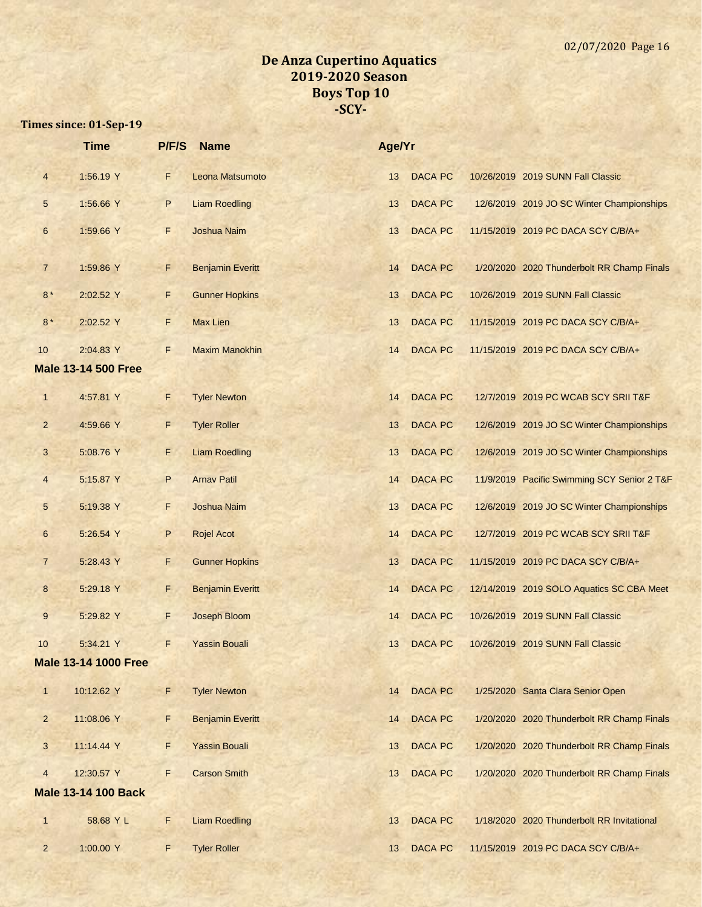# De Anza Cupertino Aquatics
# 2019-2020 Season
# Boys Top 10
# -SCY-

**Times since: 01-Sep-19**

| | Time | P/F/S | Name | Age/Yr | | | |
|---|---|---|---|---|---|---|---|
| 4 | 1:56.19 Y | F | Leona Matsumoto | 13 | DACA PC | 10/26/2019 | 2019 SUNN Fall Classic |
| 5 | 1:56.66 Y | P | Liam Roedling | 13 | DACA PC | 12/6/2019 | 2019 JO SC Winter Championships |
| 6 | 1:59.66 Y | F | Joshua Naim | 13 | DACA PC | 11/15/2019 | 2019 PC DACA SCY C/B/A+ |
| 7 | 1:59.86 Y | F | Benjamin Everitt | 14 | DACA PC | 1/20/2020 | 2020 Thunderbolt RR Champ Finals |
| 8 * | 2:02.52 Y | F | Gunner Hopkins | 13 | DACA PC | 10/26/2019 | 2019 SUNN Fall Classic |
| 8 * | 2:02.52 Y | F | Max Lien | 13 | DACA PC | 11/15/2019 | 2019 PC DACA SCY C/B/A+ |
| 10 | 2:04.83 Y | F | Maxim Manokhin | 14 | DACA PC | 11/15/2019 | 2019 PC DACA SCY C/B/A+ |

**Male 13-14 500 Free**

| | Time | P/F/S | Name | Age/Yr | | | |
|---|---|---|---|---|---|---|---|
| 1 | 4:57.81 Y | F | Tyler Newton | 14 | DACA PC | 12/7/2019 | 2019 PC WCAB SCY SRII T&F |
| 2 | 4:59.66 Y | F | Tyler Roller | 13 | DACA PC | 12/6/2019 | 2019 JO SC Winter Championships |
| 3 | 5:08.76 Y | F | Liam Roedling | 13 | DACA PC | 12/6/2019 | 2019 JO SC Winter Championships |
| 4 | 5:15.87 Y | P | Arnav Patil | 14 | DACA PC | 11/9/2019 | Pacific Swimming SCY Senior 2 T&F |
| 5 | 5:19.38 Y | F | Joshua Naim | 13 | DACA PC | 12/6/2019 | 2019 JO SC Winter Championships |
| 6 | 5:26.54 Y | P | Rojel Acot | 14 | DACA PC | 12/7/2019 | 2019 PC WCAB SCY SRII T&F |
| 7 | 5:28.43 Y | F | Gunner Hopkins | 13 | DACA PC | 11/15/2019 | 2019 PC DACA SCY C/B/A+ |
| 8 | 5:29.18 Y | F | Benjamin Everitt | 14 | DACA PC | 12/14/2019 | 2019 SOLO Aquatics SC CBA Meet |
| 9 | 5:29.82 Y | F | Joseph Bloom | 14 | DACA PC | 10/26/2019 | 2019 SUNN Fall Classic |
| 10 | 5:34.21 Y | F | Yassin Bouali | 13 | DACA PC | 10/26/2019 | 2019 SUNN Fall Classic |

**Male 13-14 1000 Free**

| | Time | P/F/S | Name | Age/Yr | | | |
|---|---|---|---|---|---|---|---|
| 1 | 10:12.62 Y | F | Tyler Newton | 14 | DACA PC | 1/25/2020 | Santa Clara Senior Open |
| 2 | 11:08.06 Y | F | Benjamin Everitt | 14 | DACA PC | 1/20/2020 | 2020 Thunderbolt RR Champ Finals |
| 3 | 11:14.44 Y | F | Yassin Bouali | 13 | DACA PC | 1/20/2020 | 2020 Thunderbolt RR Champ Finals |
| 4 | 12:30.57 Y | F | Carson Smith | 13 | DACA PC | 1/20/2020 | 2020 Thunderbolt RR Champ Finals |

**Male 13-14 100 Back**

| | Time | P/F/S | Name | Age/Yr | | | |
|---|---|---|---|---|---|---|---|
| 1 | 58.68 Y L | F | Liam Roedling | 13 | DACA PC | 1/18/2020 | 2020 Thunderbolt RR Invitational |
| 2 | 1:00.00 Y | F | Tyler Roller | 13 | DACA PC | 11/15/2019 | 2019 PC DACA SCY C/B/A+ |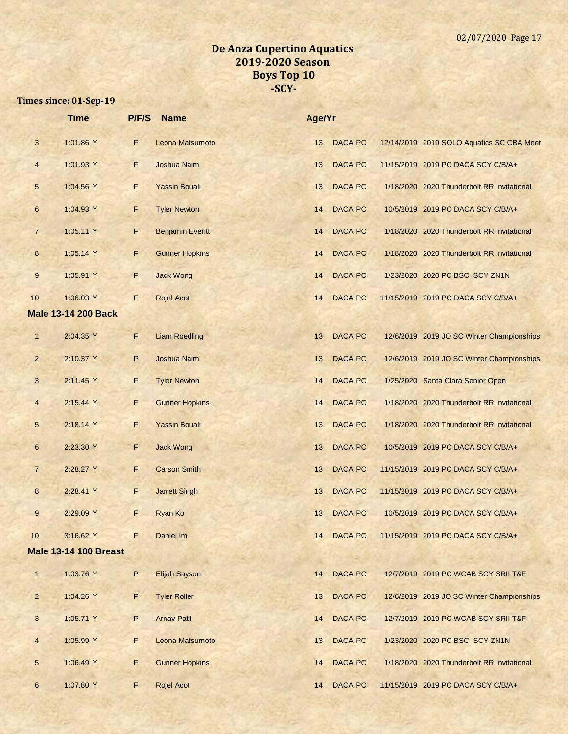# De Anza Cupertino Aquatics
## 2019-2020 Season
## Boys Top 10
## -SCY-

**Times since: 01-Sep-19**

| | Time | P/F/S | Name | Age/Yr | | | |
|---|---|---|---|---|---|---|---|
| 3 | 1:01.86 Y | F | Leona Matsumoto | 13 | DACA PC | 12/14/2019 | 2019 SOLO Aquatics SC CBA Meet |
| 4 | 1:01.93 Y | F | Joshua Naim | 13 | DACA PC | 11/15/2019 | 2019 PC DACA SCY C/B/A+ |
| 5 | 1:04.56 Y | F | Yassin Bouali | 13 | DACA PC | 1/18/2020 | 2020 Thunderbolt RR Invitational |
| 6 | 1:04.93 Y | F | Tyler Newton | 14 | DACA PC | 10/5/2019 | 2019 PC DACA SCY C/B/A+ |
| 7 | 1:05.11 Y | F | Benjamin Everitt | 14 | DACA PC | 1/18/2020 | 2020 Thunderbolt RR Invitational |
| 8 | 1:05.14 Y | F | Gunner Hopkins | 14 | DACA PC | 1/18/2020 | 2020 Thunderbolt RR Invitational |
| 9 | 1:05.91 Y | F | Jack Wong | 14 | DACA PC | 1/23/2020 | 2020 PC BSC SCY ZN1N |
| 10 | 1:06.03 Y | F | Rojel Acot | 14 | DACA PC | 11/15/2019 | 2019 PC DACA SCY C/B/A+ |

**Male 13-14 200 Back**

| | Time | P/F/S | Name | Age/Yr | | | |
|---|---|---|---|---|---|---|---|
| 1 | 2:04.35 Y | F | Liam Roedling | 13 | DACA PC | 12/6/2019 | 2019 JO SC Winter Championships |
| 2 | 2:10.37 Y | P | Joshua Naim | 13 | DACA PC | 12/6/2019 | 2019 JO SC Winter Championships |
| 3 | 2:11.45 Y | F | Tyler Newton | 14 | DACA PC | 1/25/2020 | Santa Clara Senior Open |
| 4 | 2:15.44 Y | F | Gunner Hopkins | 14 | DACA PC | 1/18/2020 | 2020 Thunderbolt RR Invitational |
| 5 | 2:18.14 Y | F | Yassin Bouali | 13 | DACA PC | 1/18/2020 | 2020 Thunderbolt RR Invitational |
| 6 | 2:23.30 Y | F | Jack Wong | 13 | DACA PC | 10/5/2019 | 2019 PC DACA SCY C/B/A+ |
| 7 | 2:28.27 Y | F | Carson Smith | 13 | DACA PC | 11/15/2019 | 2019 PC DACA SCY C/B/A+ |
| 8 | 2:28.41 Y | F | Jarrett Singh | 13 | DACA PC | 11/15/2019 | 2019 PC DACA SCY C/B/A+ |
| 9 | 2:29.09 Y | F | Ryan Ko | 13 | DACA PC | 10/5/2019 | 2019 PC DACA SCY C/B/A+ |
| 10 | 3:16.62 Y | F | Daniel Im | 14 | DACA PC | 11/15/2019 | 2019 PC DACA SCY C/B/A+ |

**Male 13-14 100 Breast**

| | Time | P/F/S | Name | Age/Yr | | | |
|---|---|---|---|---|---|---|---|
| 1 | 1:03.76 Y | P | Elijah Sayson | 14 | DACA PC | 12/7/2019 | 2019 PC WCAB SCY SRII T&F |
| 2 | 1:04.26 Y | P | Tyler Roller | 13 | DACA PC | 12/6/2019 | 2019 JO SC Winter Championships |
| 3 | 1:05.71 Y | P | Arnav Patil | 14 | DACA PC | 12/7/2019 | 2019 PC WCAB SCY SRII T&F |
| 4 | 1:05.99 Y | F | Leona Matsumoto | 13 | DACA PC | 1/23/2020 | 2020 PC BSC SCY ZN1N |
| 5 | 1:06.49 Y | F | Gunner Hopkins | 14 | DACA PC | 1/18/2020 | 2020 Thunderbolt RR Invitational |
| 6 | 1:07.80 Y | F | Rojel Acot | 14 | DACA PC | 11/15/2019 | 2019 PC DACA SCY C/B/A+ |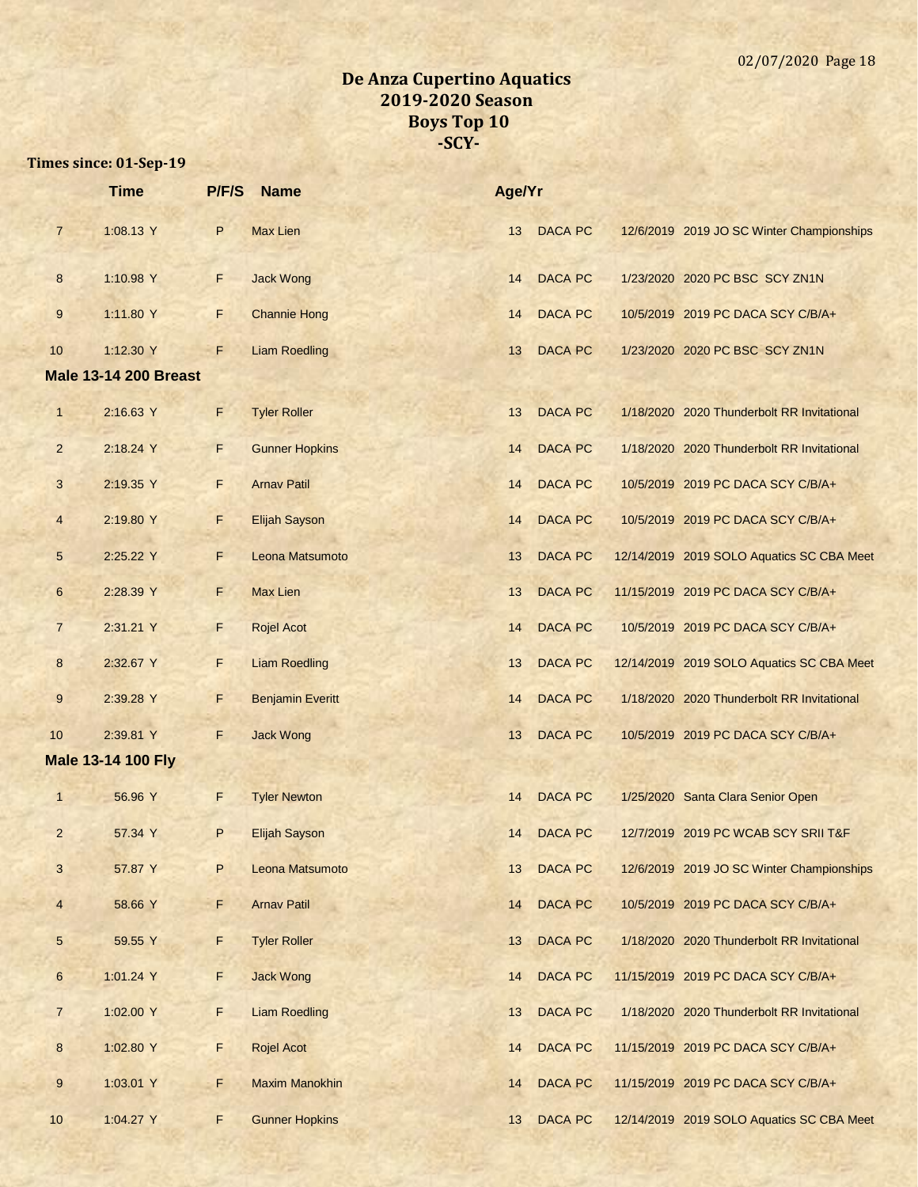# De Anza Cupertino Aquatics
## 2019-2020 Season
## Boys Top 10
## -SCY-

**Times since: 01-Sep-19**

| | Time | P/F/S | Name | Age/Yr | | | |
|---|---|---|---|---|---|---|---|
| 7 | 1:08.13 Y | P | Max Lien | 13 | DACA PC | 12/6/2019 | 2019 JO SC Winter Championships |
| 8 | 1:10.98 Y | F | Jack Wong | 14 | DACA PC | 1/23/2020 | 2020 PC BSC SCY ZN1N |
| 9 | 1:11.80 Y | F | Channie Hong | 14 | DACA PC | 10/5/2019 | 2019 PC DACA SCY C/B/A+ |
| 10 | 1:12.30 Y | F | Liam Roedling | 13 | DACA PC | 1/23/2020 | 2020 PC BSC SCY ZN1N |

**Male 13-14 200 Breast**

| | Time | P/F/S | Name | Age/Yr | | | |
|---|---|---|---|---|---|---|---|
| 1 | 2:16.63 Y | F | Tyler Roller | 13 | DACA PC | 1/18/2020 | 2020 Thunderbolt RR Invitational |
| 2 | 2:18.24 Y | F | Gunner Hopkins | 14 | DACA PC | 1/18/2020 | 2020 Thunderbolt RR Invitational |
| 3 | 2:19.35 Y | F | Arnav Patil | 14 | DACA PC | 10/5/2019 | 2019 PC DACA SCY C/B/A+ |
| 4 | 2:19.80 Y | F | Elijah Sayson | 14 | DACA PC | 10/5/2019 | 2019 PC DACA SCY C/B/A+ |
| 5 | 2:25.22 Y | F | Leona Matsumoto | 13 | DACA PC | 12/14/2019 | 2019 SOLO Aquatics SC CBA Meet |
| 6 | 2:28.39 Y | F | Max Lien | 13 | DACA PC | 11/15/2019 | 2019 PC DACA SCY C/B/A+ |
| 7 | 2:31.21 Y | F | Rojel Acot | 14 | DACA PC | 10/5/2019 | 2019 PC DACA SCY C/B/A+ |
| 8 | 2:32.67 Y | F | Liam Roedling | 13 | DACA PC | 12/14/2019 | 2019 SOLO Aquatics SC CBA Meet |
| 9 | 2:39.28 Y | F | Benjamin Everitt | 14 | DACA PC | 1/18/2020 | 2020 Thunderbolt RR Invitational |
| 10 | 2:39.81 Y | F | Jack Wong | 13 | DACA PC | 10/5/2019 | 2019 PC DACA SCY C/B/A+ |

**Male 13-14 100 Fly**

| | Time | P/F/S | Name | Age/Yr | | | |
|---|---|---|---|---|---|---|---|
| 1 | 56.96 Y | F | Tyler Newton | 14 | DACA PC | 1/25/2020 | Santa Clara Senior Open |
| 2 | 57.34 Y | P | Elijah Sayson | 14 | DACA PC | 12/7/2019 | 2019 PC WCAB SCY SRII T&F |
| 3 | 57.87 Y | P | Leona Matsumoto | 13 | DACA PC | 12/6/2019 | 2019 JO SC Winter Championships |
| 4 | 58.66 Y | F | Arnav Patil | 14 | DACA PC | 10/5/2019 | 2019 PC DACA SCY C/B/A+ |
| 5 | 59.55 Y | F | Tyler Roller | 13 | DACA PC | 1/18/2020 | 2020 Thunderbolt RR Invitational |
| 6 | 1:01.24 Y | F | Jack Wong | 14 | DACA PC | 11/15/2019 | 2019 PC DACA SCY C/B/A+ |
| 7 | 1:02.00 Y | F | Liam Roedling | 13 | DACA PC | 1/18/2020 | 2020 Thunderbolt RR Invitational |
| 8 | 1:02.80 Y | F | Rojel Acot | 14 | DACA PC | 11/15/2019 | 2019 PC DACA SCY C/B/A+ |
| 9 | 1:03.01 Y | F | Maxim Manokhin | 14 | DACA PC | 11/15/2019 | 2019 PC DACA SCY C/B/A+ |
| 10 | 1:04.27 Y | F | Gunner Hopkins | 13 | DACA PC | 12/14/2019 | 2019 SOLO Aquatics SC CBA Meet |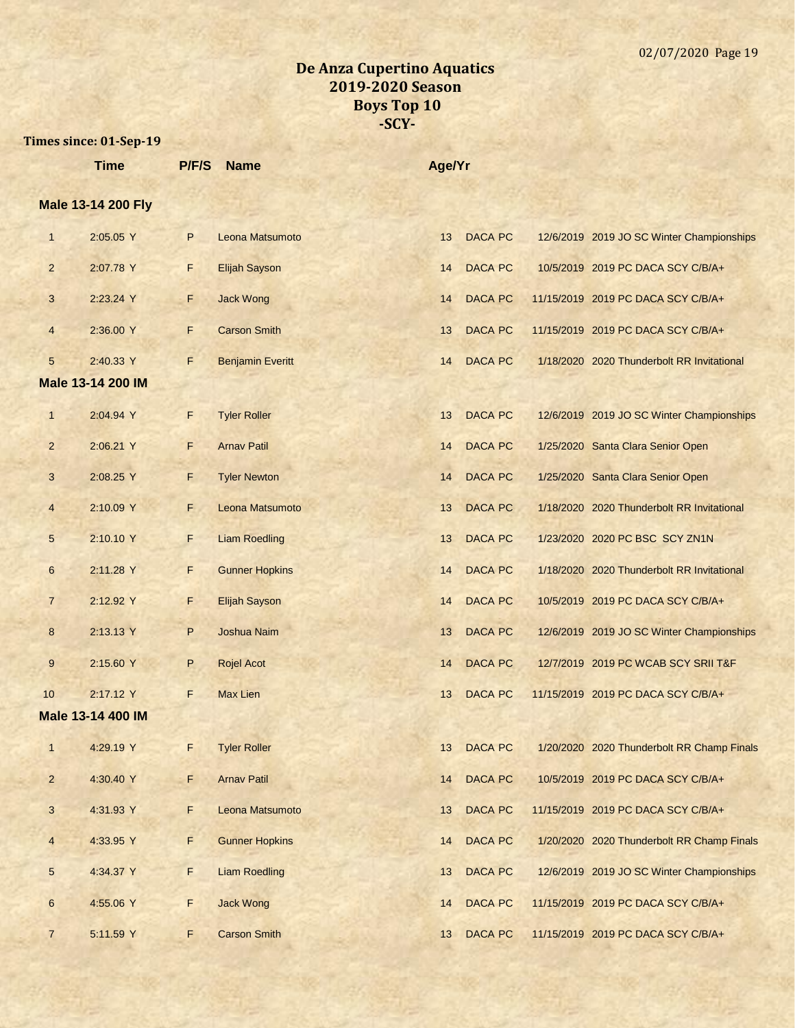# De Anza Cupertino Aquatics
## 2019-2020 Season
## Boys Top 10
## -SCY-

**Times since: 01-Sep-19**

| | Time | P/F/S | Name | Age/Yr | | | |
|---|---|---|---|---|---|---|---|
| **Male 13-14 200 Fly** | | | | | | | |
| 1 | 2:05.05 Y | P | Leona Matsumoto | 13 | DACA PC | 12/6/2019 | 2019 JO SC Winter Championships |
| 2 | 2:07.78 Y | F | Elijah Sayson | 14 | DACA PC | 10/5/2019 | 2019 PC DACA SCY C/B/A+ |
| 3 | 2:23.24 Y | F | Jack Wong | 14 | DACA PC | 11/15/2019 | 2019 PC DACA SCY C/B/A+ |
| 4 | 2:36.00 Y | F | Carson Smith | 13 | DACA PC | 11/15/2019 | 2019 PC DACA SCY C/B/A+ |
| 5 | 2:40.33 Y | F | Benjamin Everitt | 14 | DACA PC | 1/18/2020 | 2020 Thunderbolt RR Invitational |
| **Male 13-14 200 IM** | | | | | | | |
| 1 | 2:04.94 Y | F | Tyler Roller | 13 | DACA PC | 12/6/2019 | 2019 JO SC Winter Championships |
| 2 | 2:06.21 Y | F | Arnav Patil | 14 | DACA PC | 1/25/2020 | Santa Clara Senior Open |
| 3 | 2:08.25 Y | F | Tyler Newton | 14 | DACA PC | 1/25/2020 | Santa Clara Senior Open |
| 4 | 2:10.09 Y | F | Leona Matsumoto | 13 | DACA PC | 1/18/2020 | 2020 Thunderbolt RR Invitational |
| 5 | 2:10.10 Y | F | Liam Roedling | 13 | DACA PC | 1/23/2020 | 2020 PC BSC SCY ZN1N |
| 6 | 2:11.28 Y | F | Gunner Hopkins | 14 | DACA PC | 1/18/2020 | 2020 Thunderbolt RR Invitational |
| 7 | 2:12.92 Y | F | Elijah Sayson | 14 | DACA PC | 10/5/2019 | 2019 PC DACA SCY C/B/A+ |
| 8 | 2:13.13 Y | P | Joshua Naim | 13 | DACA PC | 12/6/2019 | 2019 JO SC Winter Championships |
| 9 | 2:15.60 Y | P | Rojel Acot | 14 | DACA PC | 12/7/2019 | 2019 PC WCAB SCY SRII T&F |
| 10 | 2:17.12 Y | F | Max Lien | 13 | DACA PC | 11/15/2019 | 2019 PC DACA SCY C/B/A+ |
| **Male 13-14 400 IM** | | | | | | | |
| 1 | 4:29.19 Y | F | Tyler Roller | 13 | DACA PC | 1/20/2020 | 2020 Thunderbolt RR Champ Finals |
| 2 | 4:30.40 Y | F | Arnav Patil | 14 | DACA PC | 10/5/2019 | 2019 PC DACA SCY C/B/A+ |
| 3 | 4:31.93 Y | F | Leona Matsumoto | 13 | DACA PC | 11/15/2019 | 2019 PC DACA SCY C/B/A+ |
| 4 | 4:33.95 Y | F | Gunner Hopkins | 14 | DACA PC | 1/20/2020 | 2020 Thunderbolt RR Champ Finals |
| 5 | 4:34.37 Y | F | Liam Roedling | 13 | DACA PC | 12/6/2019 | 2019 JO SC Winter Championships |
| 6 | 4:55.06 Y | F | Jack Wong | 14 | DACA PC | 11/15/2019 | 2019 PC DACA SCY C/B/A+ |
| 7 | 5:11.59 Y | F | Carson Smith | 13 | DACA PC | 11/15/2019 | 2019 PC DACA SCY C/B/A+ |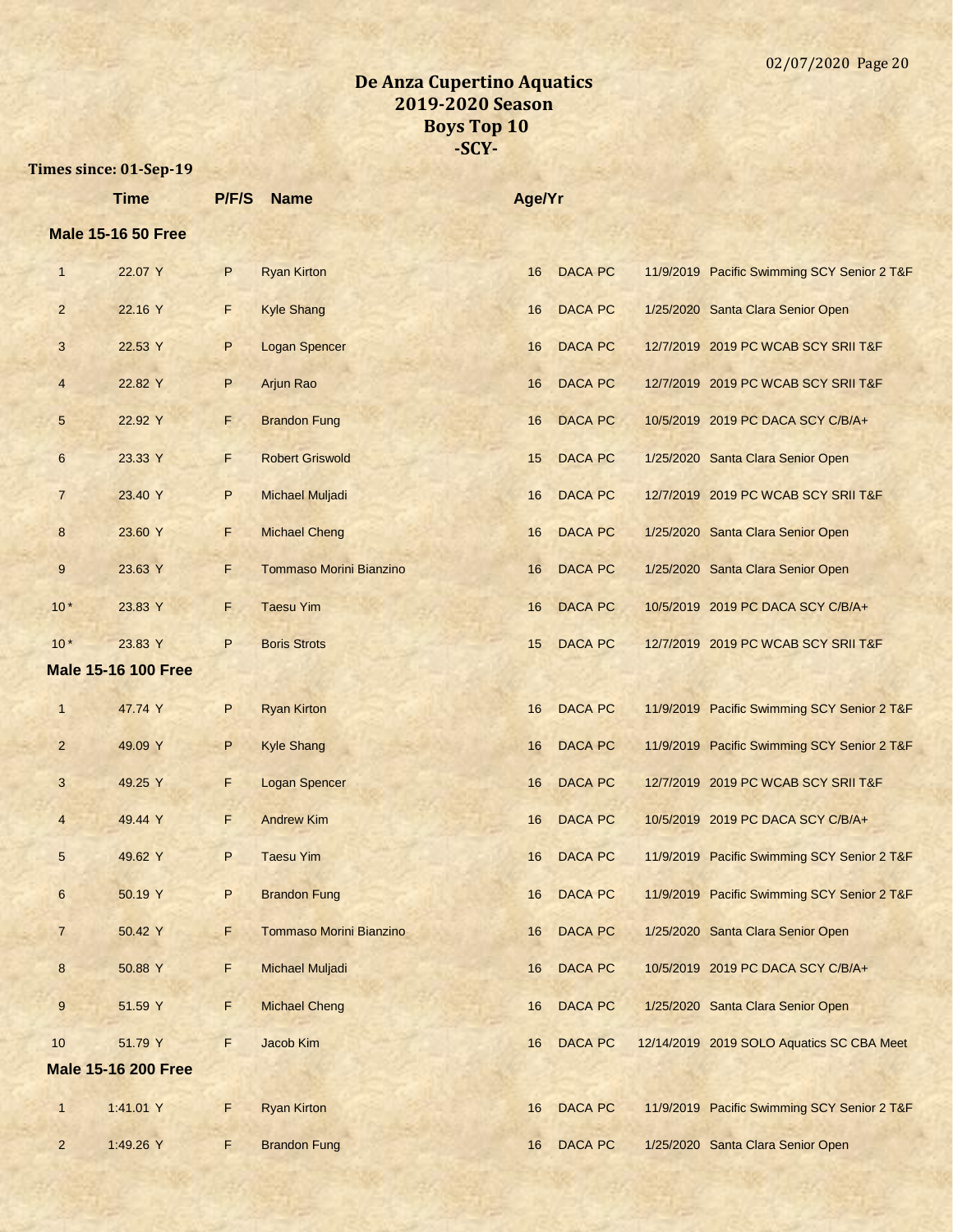# De Anza Cupertino Aquatics
# 2019-2020 Season
# Boys Top 10
# -SCY-

**Times since: 01-Sep-19**

| | Time | P/F/S | Name | Age/Yr | | | |
|---|---|---|---|---|---|---|---|
| **Male 15-16 50 Free** | | | | | | | |
| 1 | 22.07 Y | P | Ryan Kirton | 16 | DACA PC | 11/9/2019 | Pacific Swimming SCY Senior 2 T&F |
| 2 | 22.16 Y | F | Kyle Shang | 16 | DACA PC | 1/25/2020 | Santa Clara Senior Open |
| 3 | 22.53 Y | P | Logan Spencer | 16 | DACA PC | 12/7/2019 | 2019 PC WCAB SCY SRII T&F |
| 4 | 22.82 Y | P | Arjun Rao | 16 | DACA PC | 12/7/2019 | 2019 PC WCAB SCY SRII T&F |
| 5 | 22.92 Y | F | Brandon Fung | 16 | DACA PC | 10/5/2019 | 2019 PC DACA SCY C/B/A+ |
| 6 | 23.33 Y | F | Robert Griswold | 15 | DACA PC | 1/25/2020 | Santa Clara Senior Open |
| 7 | 23.40 Y | P | Michael Muljadi | 16 | DACA PC | 12/7/2019 | 2019 PC WCAB SCY SRII T&F |
| 8 | 23.60 Y | F | Michael Cheng | 16 | DACA PC | 1/25/2020 | Santa Clara Senior Open |
| 9 | 23.63 Y | F | Tommaso Morini Bianzino | 16 | DACA PC | 1/25/2020 | Santa Clara Senior Open |
| 10 * | 23.83 Y | F | Taesu Yim | 16 | DACA PC | 10/5/2019 | 2019 PC DACA SCY C/B/A+ |
| 10 * | 23.83 Y | P | Boris Strots | 15 | DACA PC | 12/7/2019 | 2019 PC WCAB SCY SRII T&F |
| **Male 15-16 100 Free** | | | | | | | |
| 1 | 47.74 Y | P | Ryan Kirton | 16 | DACA PC | 11/9/2019 | Pacific Swimming SCY Senior 2 T&F |
| 2 | 49.09 Y | P | Kyle Shang | 16 | DACA PC | 11/9/2019 | Pacific Swimming SCY Senior 2 T&F |
| 3 | 49.25 Y | F | Logan Spencer | 16 | DACA PC | 12/7/2019 | 2019 PC WCAB SCY SRII T&F |
| 4 | 49.44 Y | F | Andrew Kim | 16 | DACA PC | 10/5/2019 | 2019 PC DACA SCY C/B/A+ |
| 5 | 49.62 Y | P | Taesu Yim | 16 | DACA PC | 11/9/2019 | Pacific Swimming SCY Senior 2 T&F |
| 6 | 50.19 Y | P | Brandon Fung | 16 | DACA PC | 11/9/2019 | Pacific Swimming SCY Senior 2 T&F |
| 7 | 50.42 Y | F | Tommaso Morini Bianzino | 16 | DACA PC | 1/25/2020 | Santa Clara Senior Open |
| 8 | 50.88 Y | F | Michael Muljadi | 16 | DACA PC | 10/5/2019 | 2019 PC DACA SCY C/B/A+ |
| 9 | 51.59 Y | F | Michael Cheng | 16 | DACA PC | 1/25/2020 | Santa Clara Senior Open |
| 10 | 51.79 Y | F | Jacob Kim | 16 | DACA PC | 12/14/2019 | 2019 SOLO Aquatics SC CBA Meet |
| **Male 15-16 200 Free** | | | | | | | |
| 1 | 1:41.01 Y | F | Ryan Kirton | 16 | DACA PC | 11/9/2019 | Pacific Swimming SCY Senior 2 T&F |
| 2 | 1:49.26 Y | F | Brandon Fung | 16 | DACA PC | 1/25/2020 | Santa Clara Senior Open |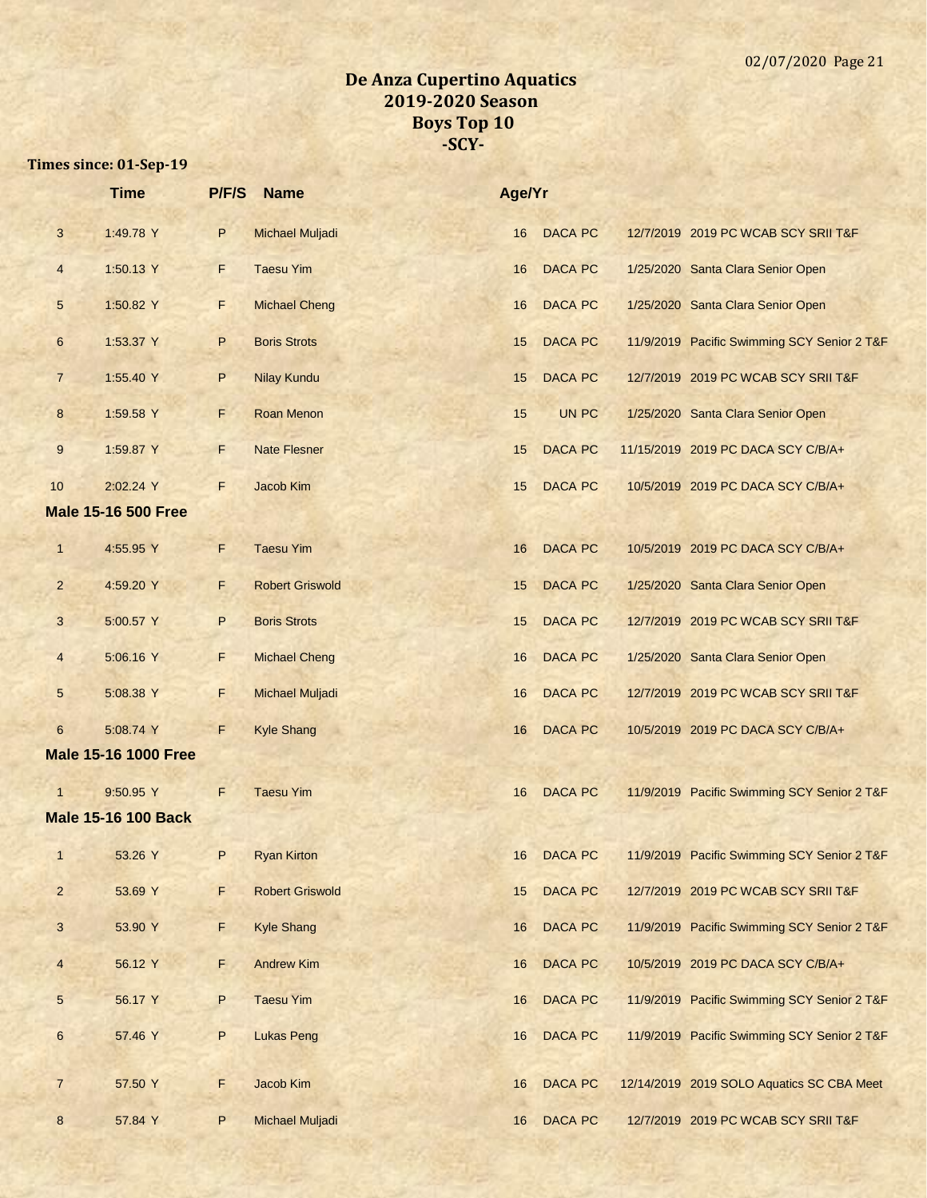# De Anza Cupertino Aquatics
## 2019-2020 Season
## Boys Top 10
## -SCY-

**Times since: 01-Sep-19**

| | Time | P/F/S | Name | Age/Yr | | | |
|---|---|---|---|---|---|---|---|
| 3 | 1:49.78 Y | P | Michael Muljadi | 16 | DACA PC | 12/7/2019 | 2019 PC WCAB SCY SRII T&F |
| 4 | 1:50.13 Y | F | Taesu Yim | 16 | DACA PC | 1/25/2020 | Santa Clara Senior Open |
| 5 | 1:50.82 Y | F | Michael Cheng | 16 | DACA PC | 1/25/2020 | Santa Clara Senior Open |
| 6 | 1:53.37 Y | P | Boris Strots | 15 | DACA PC | 11/9/2019 | Pacific Swimming SCY Senior 2 T&F |
| 7 | 1:55.40 Y | P | Nilay Kundu | 15 | DACA PC | 12/7/2019 | 2019 PC WCAB SCY SRII T&F |
| 8 | 1:59.58 Y | F | Roan Menon | 15 | UN PC | 1/25/2020 | Santa Clara Senior Open |
| 9 | 1:59.87 Y | F | Nate Flesner | 15 | DACA PC | 11/15/2019 | 2019 PC DACA SCY C/B/A+ |
| 10 | 2:02.24 Y | F | Jacob Kim | 15 | DACA PC | 10/5/2019 | 2019 PC DACA SCY C/B/A+ |

**Male 15-16 500 Free**

| | Time | P/F/S | Name | Age/Yr | | | |
|---|---|---|---|---|---|---|---|
| 1 | 4:55.95 Y | F | Taesu Yim | 16 | DACA PC | 10/5/2019 | 2019 PC DACA SCY C/B/A+ |
| 2 | 4:59.20 Y | F | Robert Griswold | 15 | DACA PC | 1/25/2020 | Santa Clara Senior Open |
| 3 | 5:00.57 Y | P | Boris Strots | 15 | DACA PC | 12/7/2019 | 2019 PC WCAB SCY SRII T&F |
| 4 | 5:06.16 Y | F | Michael Cheng | 16 | DACA PC | 1/25/2020 | Santa Clara Senior Open |
| 5 | 5:08.38 Y | F | Michael Muljadi | 16 | DACA PC | 12/7/2019 | 2019 PC WCAB SCY SRII T&F |
| 6 | 5:08.74 Y | F | Kyle Shang | 16 | DACA PC | 10/5/2019 | 2019 PC DACA SCY C/B/A+ |

**Male 15-16 1000 Free**

| | Time | P/F/S | Name | Age/Yr | | | |
|---|---|---|---|---|---|---|---|
| 1 | 9:50.95 Y | F | Taesu Yim | 16 | DACA PC | 11/9/2019 | Pacific Swimming SCY Senior 2 T&F |

**Male 15-16 100 Back**

| | Time | P/F/S | Name | Age/Yr | | | |
|---|---|---|---|---|---|---|---|
| 1 | 53.26 Y | P | Ryan Kirton | 16 | DACA PC | 11/9/2019 | Pacific Swimming SCY Senior 2 T&F |
| 2 | 53.69 Y | F | Robert Griswold | 15 | DACA PC | 12/7/2019 | 2019 PC WCAB SCY SRII T&F |
| 3 | 53.90 Y | F | Kyle Shang | 16 | DACA PC | 11/9/2019 | Pacific Swimming SCY Senior 2 T&F |
| 4 | 56.12 Y | F | Andrew Kim | 16 | DACA PC | 10/5/2019 | 2019 PC DACA SCY C/B/A+ |
| 5 | 56.17 Y | P | Taesu Yim | 16 | DACA PC | 11/9/2019 | Pacific Swimming SCY Senior 2 T&F |
| 6 | 57.46 Y | P | Lukas Peng | 16 | DACA PC | 11/9/2019 | Pacific Swimming SCY Senior 2 T&F |
| 7 | 57.50 Y | F | Jacob Kim | 16 | DACA PC | 12/14/2019 | 2019 SOLO Aquatics SC CBA Meet |
| 8 | 57.84 Y | P | Michael Muljadi | 16 | DACA PC | 12/7/2019 | 2019 PC WCAB SCY SRII T&F |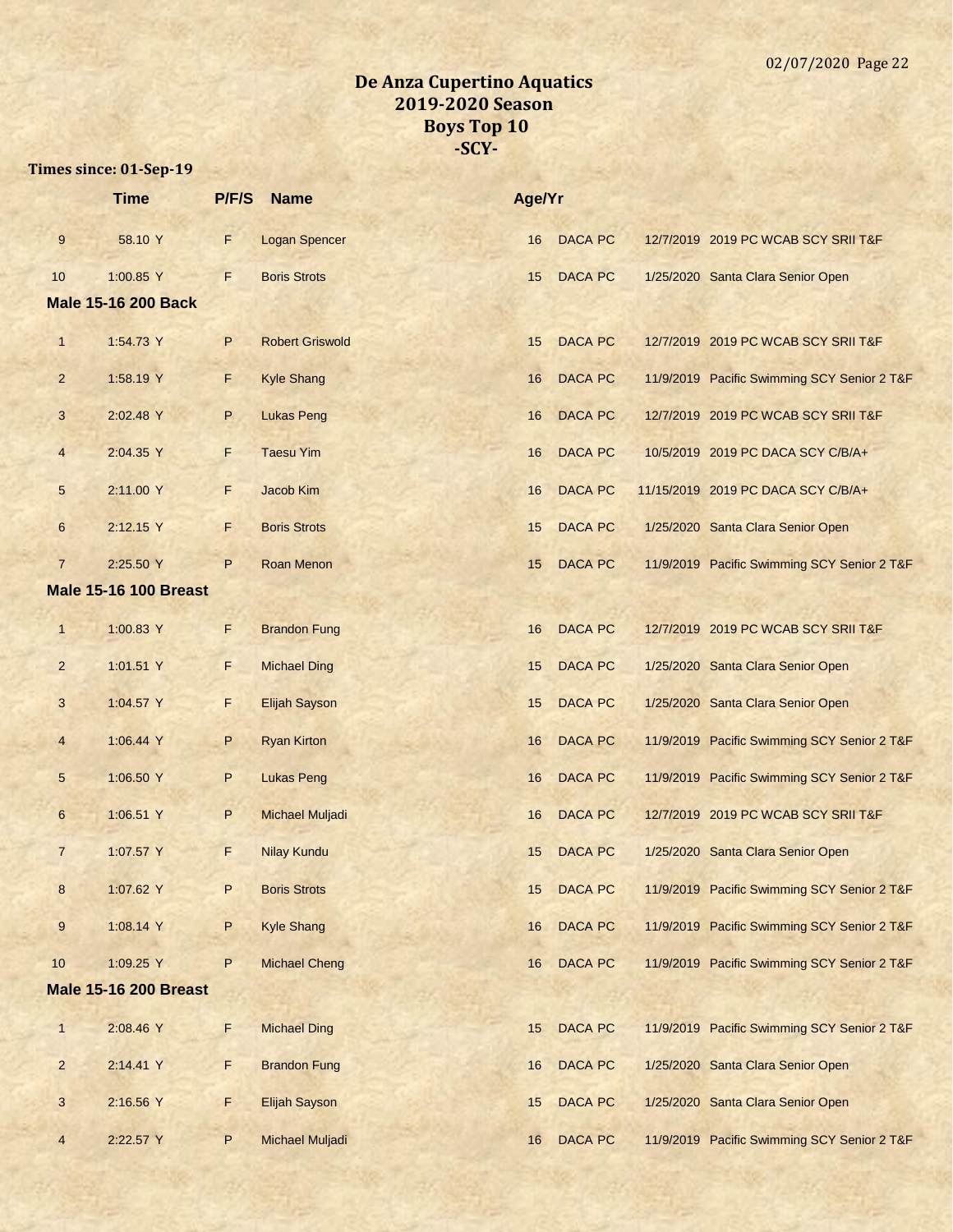# De Anza Cupertino Aquatics
## 2019-2020 Season
## Boys Top 10
## -SCY-

**Times since: 01-Sep-19**

| | Time | P/F/S | Name | Age/Yr | | |
|---|---|---|---|---|---|---|
| 9 | 58.10 Y | F | Logan Spencer | 16 | DACA PC | 12/7/2019 2019 PC WCAB SCY SRII T&F |
| 10 | 1:00.85 Y | F | Boris Strots | 15 | DACA PC | 1/25/2020 Santa Clara Senior Open |
| **Male 15-16 200 Back** | | | | | | |
| 1 | 1:54.73 Y | P | Robert Griswold | 15 | DACA PC | 12/7/2019 2019 PC WCAB SCY SRII T&F |
| 2 | 1:58.19 Y | F | Kyle Shang | 16 | DACA PC | 11/9/2019 Pacific Swimming SCY Senior 2 T&F |
| 3 | 2:02.48 Y | P | Lukas Peng | 16 | DACA PC | 12/7/2019 2019 PC WCAB SCY SRII T&F |
| 4 | 2:04.35 Y | F | Taesu Yim | 16 | DACA PC | 10/5/2019 2019 PC DACA SCY C/B/A+ |
| 5 | 2:11.00 Y | F | Jacob Kim | 16 | DACA PC | 11/15/2019 2019 PC DACA SCY C/B/A+ |
| 6 | 2:12.15 Y | F | Boris Strots | 15 | DACA PC | 1/25/2020 Santa Clara Senior Open |
| 7 | 2:25.50 Y | P | Roan Menon | 15 | DACA PC | 11/9/2019 Pacific Swimming SCY Senior 2 T&F |
| **Male 15-16 100 Breast** | | | | | | |
| 1 | 1:00.83 Y | F | Brandon Fung | 16 | DACA PC | 12/7/2019 2019 PC WCAB SCY SRII T&F |
| 2 | 1:01.51 Y | F | Michael Ding | 15 | DACA PC | 1/25/2020 Santa Clara Senior Open |
| 3 | 1:04.57 Y | F | Elijah Sayson | 15 | DACA PC | 1/25/2020 Santa Clara Senior Open |
| 4 | 1:06.44 Y | P | Ryan Kirton | 16 | DACA PC | 11/9/2019 Pacific Swimming SCY Senior 2 T&F |
| 5 | 1:06.50 Y | P | Lukas Peng | 16 | DACA PC | 11/9/2019 Pacific Swimming SCY Senior 2 T&F |
| 6 | 1:06.51 Y | P | Michael Muljadi | 16 | DACA PC | 12/7/2019 2019 PC WCAB SCY SRII T&F |
| 7 | 1:07.57 Y | F | Nilay Kundu | 15 | DACA PC | 1/25/2020 Santa Clara Senior Open |
| 8 | 1:07.62 Y | P | Boris Strots | 15 | DACA PC | 11/9/2019 Pacific Swimming SCY Senior 2 T&F |
| 9 | 1:08.14 Y | P | Kyle Shang | 16 | DACA PC | 11/9/2019 Pacific Swimming SCY Senior 2 T&F |
| 10 | 1:09.25 Y | P | Michael Cheng | 16 | DACA PC | 11/9/2019 Pacific Swimming SCY Senior 2 T&F |
| **Male 15-16 200 Breast** | | | | | | |
| 1 | 2:08.46 Y | F | Michael Ding | 15 | DACA PC | 11/9/2019 Pacific Swimming SCY Senior 2 T&F |
| 2 | 2:14.41 Y | F | Brandon Fung | 16 | DACA PC | 1/25/2020 Santa Clara Senior Open |
| 3 | 2:16.56 Y | F | Elijah Sayson | 15 | DACA PC | 1/25/2020 Santa Clara Senior Open |
| 4 | 2:22.57 Y | P | Michael Muljadi | 16 | DACA PC | 11/9/2019 Pacific Swimming SCY Senior 2 T&F |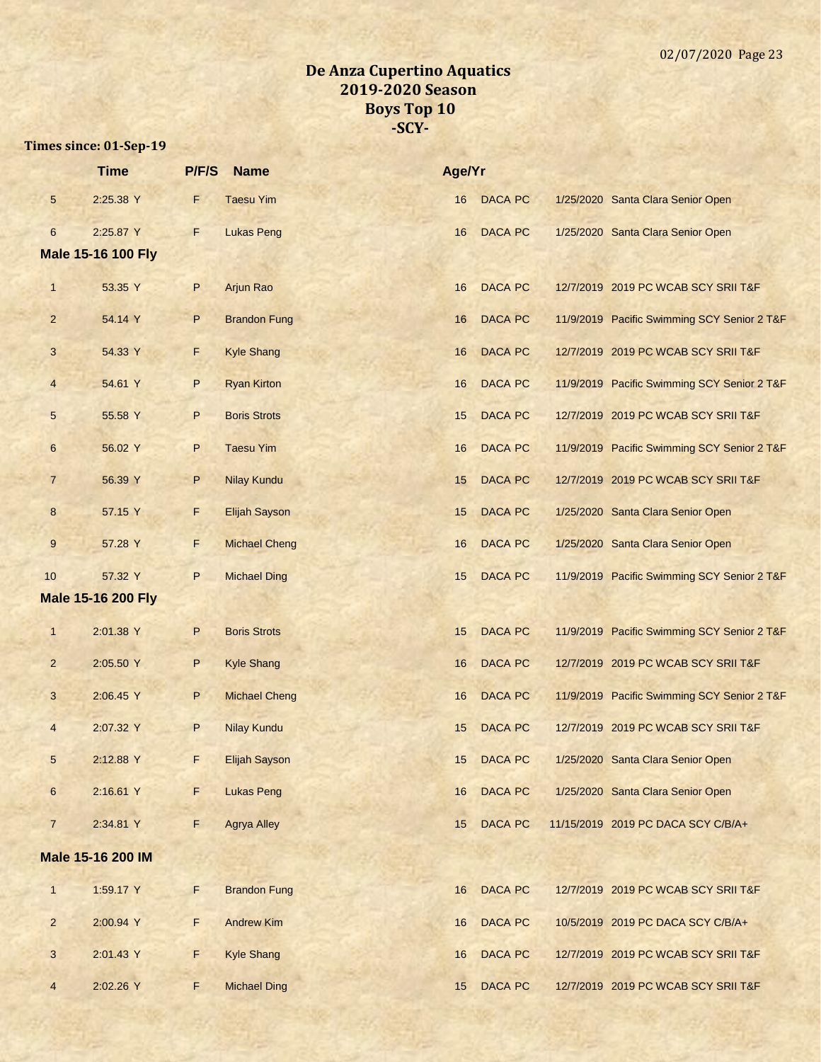# De Anza Cupertino Aquatics
## 2019-2020 Season
## Boys Top 10
## -SCY-

**Times since: 01-Sep-19**

| | Time | P/F/S | Name | Age/Yr | | | |
|---|---|---|---|---|---|---|---|
| 5 | 2:25.38 Y | F | Taesu Yim | 16 | DACA PC | 1/25/2020 | Santa Clara Senior Open |
| 6 | 2:25.87 Y | F | Lukas Peng | 16 | DACA PC | 1/25/2020 | Santa Clara Senior Open |
| **Male 15-16 100 Fly** | | | | | | | |
| 1 | 53.35 Y | P | Arjun Rao | 16 | DACA PC | 12/7/2019 | 2019 PC WCAB SCY SRII T&F |
| 2 | 54.14 Y | P | Brandon Fung | 16 | DACA PC | 11/9/2019 | Pacific Swimming SCY Senior 2 T&F |
| 3 | 54.33 Y | F | Kyle Shang | 16 | DACA PC | 12/7/2019 | 2019 PC WCAB SCY SRII T&F |
| 4 | 54.61 Y | P | Ryan Kirton | 16 | DACA PC | 11/9/2019 | Pacific Swimming SCY Senior 2 T&F |
| 5 | 55.58 Y | P | Boris Strots | 15 | DACA PC | 12/7/2019 | 2019 PC WCAB SCY SRII T&F |
| 6 | 56.02 Y | P | Taesu Yim | 16 | DACA PC | 11/9/2019 | Pacific Swimming SCY Senior 2 T&F |
| 7 | 56.39 Y | P | Nilay Kundu | 15 | DACA PC | 12/7/2019 | 2019 PC WCAB SCY SRII T&F |
| 8 | 57.15 Y | F | Elijah Sayson | 15 | DACA PC | 1/25/2020 | Santa Clara Senior Open |
| 9 | 57.28 Y | F | Michael Cheng | 16 | DACA PC | 1/25/2020 | Santa Clara Senior Open |
| 10 | 57.32 Y | P | Michael Ding | 15 | DACA PC | 11/9/2019 | Pacific Swimming SCY Senior 2 T&F |
| **Male 15-16 200 Fly** | | | | | | | |
| 1 | 2:01.38 Y | P | Boris Strots | 15 | DACA PC | 11/9/2019 | Pacific Swimming SCY Senior 2 T&F |
| 2 | 2:05.50 Y | P | Kyle Shang | 16 | DACA PC | 12/7/2019 | 2019 PC WCAB SCY SRII T&F |
| 3 | 2:06.45 Y | P | Michael Cheng | 16 | DACA PC | 11/9/2019 | Pacific Swimming SCY Senior 2 T&F |
| 4 | 2:07.32 Y | P | Nilay Kundu | 15 | DACA PC | 12/7/2019 | 2019 PC WCAB SCY SRII T&F |
| 5 | 2:12.88 Y | F | Elijah Sayson | 15 | DACA PC | 1/25/2020 | Santa Clara Senior Open |
| 6 | 2:16.61 Y | F | Lukas Peng | 16 | DACA PC | 1/25/2020 | Santa Clara Senior Open |
| 7 | 2:34.81 Y | F | Agrya Alley | 15 | DACA PC | 11/15/2019 | 2019 PC DACA SCY C/B/A+ |
| **Male 15-16 200 IM** | | | | | | | |
| 1 | 1:59.17 Y | F | Brandon Fung | 16 | DACA PC | 12/7/2019 | 2019 PC WCAB SCY SRII T&F |
| 2 | 2:00.94 Y | F | Andrew Kim | 16 | DACA PC | 10/5/2019 | 2019 PC DACA SCY C/B/A+ |
| 3 | 2:01.43 Y | F | Kyle Shang | 16 | DACA PC | 12/7/2019 | 2019 PC WCAB SCY SRII T&F |
| 4 | 2:02.26 Y | F | Michael Ding | 15 | DACA PC | 12/7/2019 | 2019 PC WCAB SCY SRII T&F |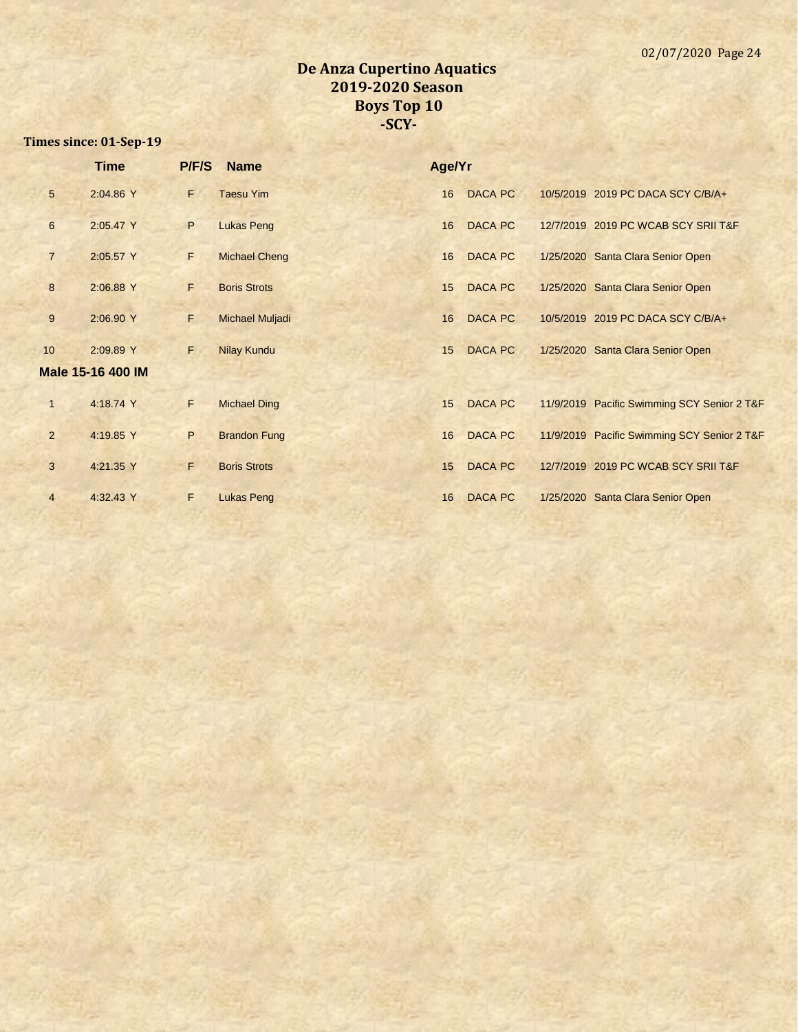# De Anza Cupertino Aquatics
## 2019-2020 Season
## Boys Top 10
## -SCY-

**Times since: 01-Sep-19**

| | Time | P/F/S | Name | Age/Yr | | | |
|---|---|---|---|---|---|---|---|
| 5 | 2:04.86 Y | F | Taesu Yim | 16 | DACA PC | 10/5/2019 | 2019 PC DACA SCY C/B/A+ |
| 6 | 2:05.47 Y | P | Lukas Peng | 16 | DACA PC | 12/7/2019 | 2019 PC WCAB SCY SRII T&F |
| 7 | 2:05.57 Y | F | Michael Cheng | 16 | DACA PC | 1/25/2020 | Santa Clara Senior Open |
| 8 | 2:06.88 Y | F | Boris Strots | 15 | DACA PC | 1/25/2020 | Santa Clara Senior Open |
| 9 | 2:06.90 Y | F | Michael Muljadi | 16 | DACA PC | 10/5/2019 | 2019 PC DACA SCY C/B/A+ |
| 10 | 2:09.89 Y | F | Nilay Kundu | 15 | DACA PC | 1/25/2020 | Santa Clara Senior Open |

**Male 15-16 400 IM**

| | Time | P/F/S | Name | Age/Yr | | | |
|---|---|---|---|---|---|---|---|
| 1 | 4:18.74 Y | F | Michael Ding | 15 | DACA PC | 11/9/2019 | Pacific Swimming SCY Senior 2 T&F |
| 2 | 4:19.85 Y | P | Brandon Fung | 16 | DACA PC | 11/9/2019 | Pacific Swimming SCY Senior 2 T&F |
| 3 | 4:21.35 Y | F | Boris Strots | 15 | DACA PC | 12/7/2019 | 2019 PC WCAB SCY SRII T&F |
| 4 | 4:32.43 Y | F | Lukas Peng | 16 | DACA PC | 1/25/2020 | Santa Clara Senior Open |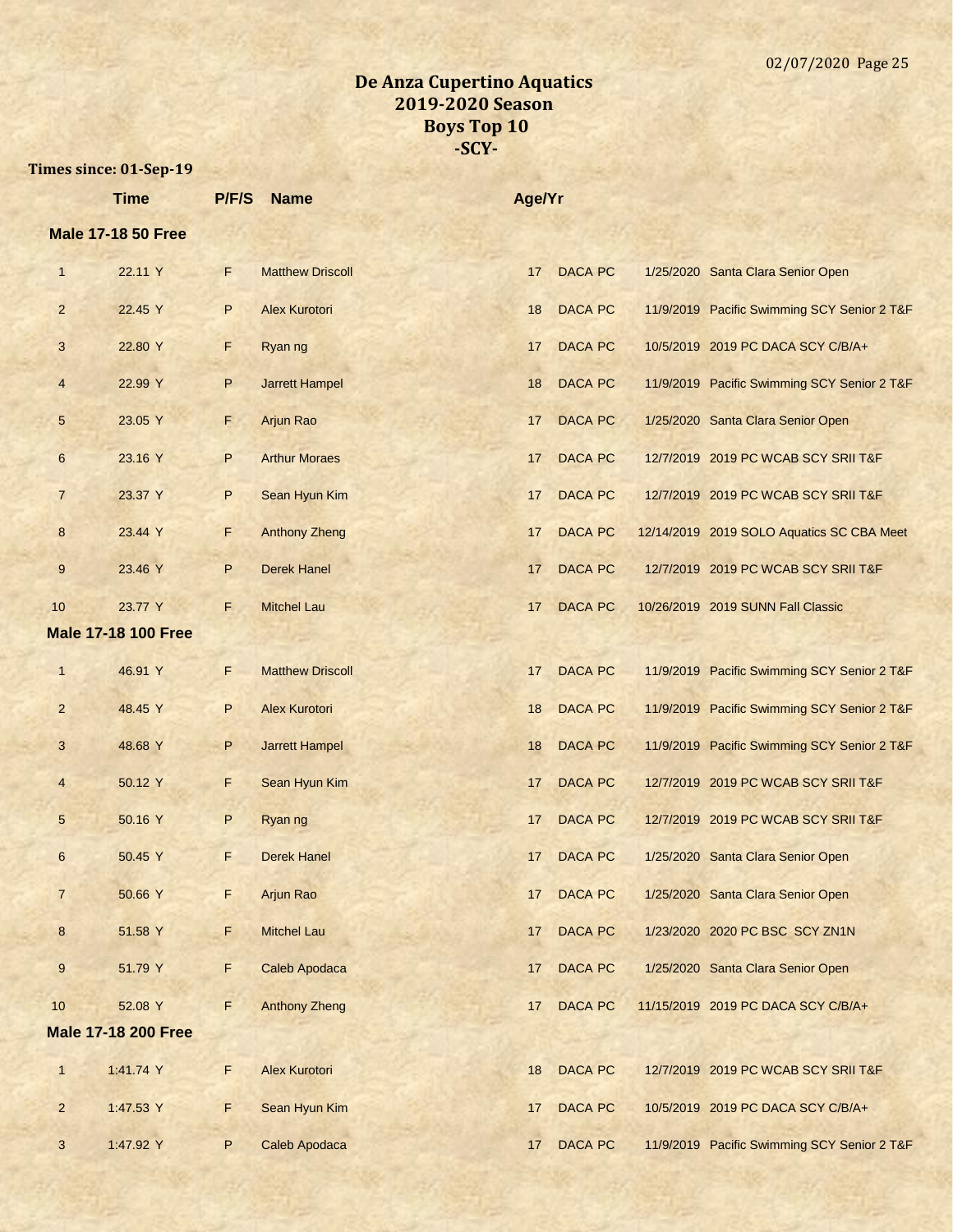# De Anza Cupertino Aquatics
## 2019-2020 Season
## Boys Top 10
## -SCY-

**Times since: 01-Sep-19**

| | Time | P/F/S | Name | Age/Yr | | | |
|---|---|---|---|---|---|---|---|
| **Male 17-18 50 Free** | | | | | | | |
| 1 | 22.11 Y | F | Matthew Driscoll | 17 | DACA PC | 1/25/2020 | Santa Clara Senior Open |
| 2 | 22.45 Y | P | Alex Kurotori | 18 | DACA PC | 11/9/2019 | Pacific Swimming SCY Senior 2 T&F |
| 3 | 22.80 Y | F | Ryan ng | 17 | DACA PC | 10/5/2019 | 2019 PC DACA SCY C/B/A+ |
| 4 | 22.99 Y | P | Jarrett Hampel | 18 | DACA PC | 11/9/2019 | Pacific Swimming SCY Senior 2 T&F |
| 5 | 23.05 Y | F | Arjun Rao | 17 | DACA PC | 1/25/2020 | Santa Clara Senior Open |
| 6 | 23.16 Y | P | Arthur Moraes | 17 | DACA PC | 12/7/2019 | 2019 PC WCAB SCY SRII T&F |
| 7 | 23.37 Y | P | Sean Hyun Kim | 17 | DACA PC | 12/7/2019 | 2019 PC WCAB SCY SRII T&F |
| 8 | 23.44 Y | F | Anthony Zheng | 17 | DACA PC | 12/14/2019 | 2019 SOLO Aquatics SC CBA Meet |
| 9 | 23.46 Y | P | Derek Hanel | 17 | DACA PC | 12/7/2019 | 2019 PC WCAB SCY SRII T&F |
| 10 | 23.77 Y | F | Mitchel Lau | 17 | DACA PC | 10/26/2019 | 2019 SUNN Fall Classic |
| **Male 17-18 100 Free** | | | | | | | |
| 1 | 46.91 Y | F | Matthew Driscoll | 17 | DACA PC | 11/9/2019 | Pacific Swimming SCY Senior 2 T&F |
| 2 | 48.45 Y | P | Alex Kurotori | 18 | DACA PC | 11/9/2019 | Pacific Swimming SCY Senior 2 T&F |
| 3 | 48.68 Y | P | Jarrett Hampel | 18 | DACA PC | 11/9/2019 | Pacific Swimming SCY Senior 2 T&F |
| 4 | 50.12 Y | F | Sean Hyun Kim | 17 | DACA PC | 12/7/2019 | 2019 PC WCAB SCY SRII T&F |
| 5 | 50.16 Y | P | Ryan ng | 17 | DACA PC | 12/7/2019 | 2019 PC WCAB SCY SRII T&F |
| 6 | 50.45 Y | F | Derek Hanel | 17 | DACA PC | 1/25/2020 | Santa Clara Senior Open |
| 7 | 50.66 Y | F | Arjun Rao | 17 | DACA PC | 1/25/2020 | Santa Clara Senior Open |
| 8 | 51.58 Y | F | Mitchel Lau | 17 | DACA PC | 1/23/2020 | 2020 PC BSC SCY ZN1N |
| 9 | 51.79 Y | F | Caleb Apodaca | 17 | DACA PC | 1/25/2020 | Santa Clara Senior Open |
| 10 | 52.08 Y | F | Anthony Zheng | 17 | DACA PC | 11/15/2019 | 2019 PC DACA SCY C/B/A+ |
| **Male 17-18 200 Free** | | | | | | | |
| 1 | 1:41.74 Y | F | Alex Kurotori | 18 | DACA PC | 12/7/2019 | 2019 PC WCAB SCY SRII T&F |
| 2 | 1:47.53 Y | F | Sean Hyun Kim | 17 | DACA PC | 10/5/2019 | 2019 PC DACA SCY C/B/A+ |
| 3 | 1:47.92 Y | P | Caleb Apodaca | 17 | DACA PC | 11/9/2019 | Pacific Swimming SCY Senior 2 T&F |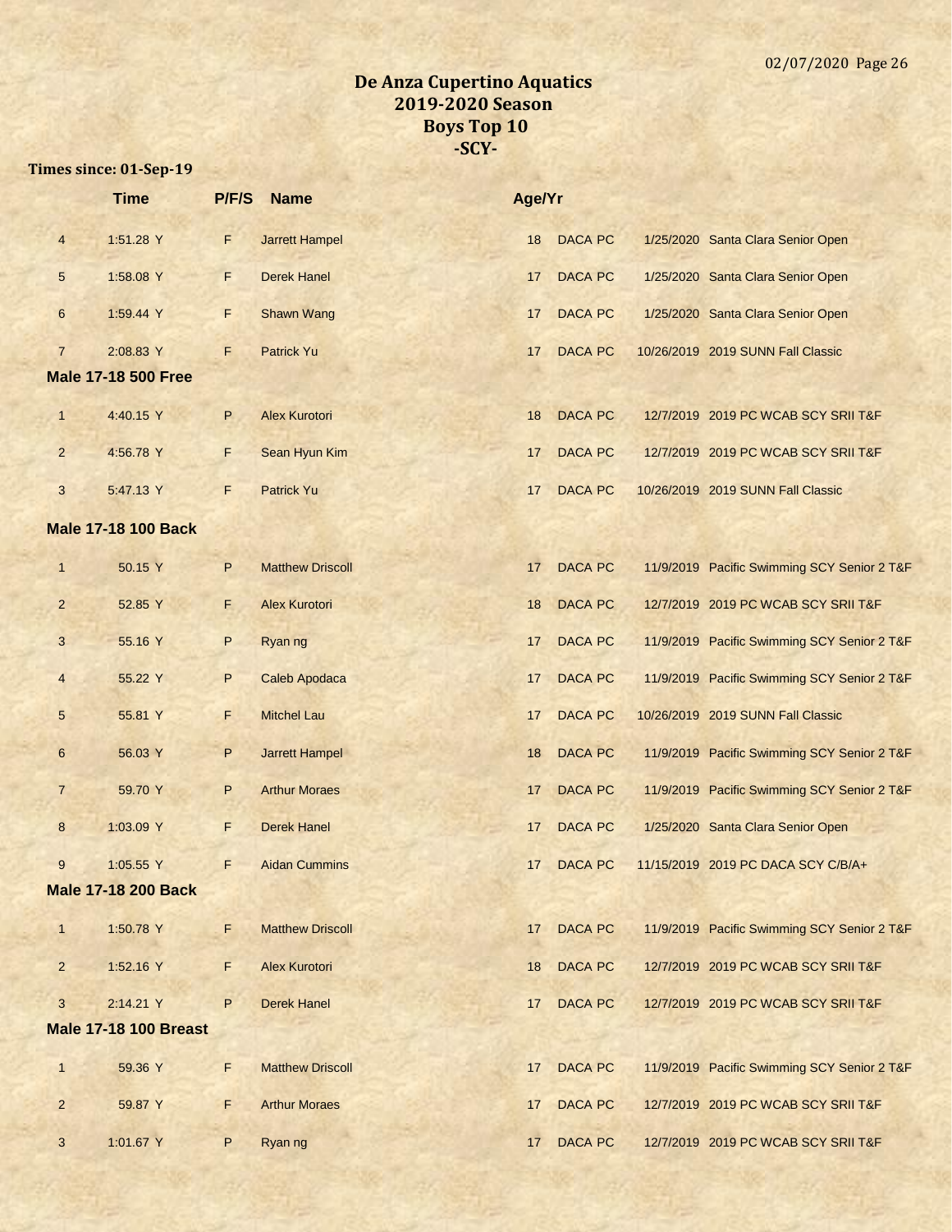# De Anza Cupertino Aquatics
## 2019-2020 Season
## Boys Top 10
## -SCY-

**Times since: 01-Sep-19**

| | Time | P/F/S | Name | Age/Yr | | | |
|---|---|---|---|---|---|---|---|
| 4 | 1:51.28 Y | F | Jarrett Hampel | 18 | DACA PC | 1/25/2020 | Santa Clara Senior Open |
| 5 | 1:58.08 Y | F | Derek Hanel | 17 | DACA PC | 1/25/2020 | Santa Clara Senior Open |
| 6 | 1:59.44 Y | F | Shawn Wang | 17 | DACA PC | 1/25/2020 | Santa Clara Senior Open |
| 7 | 2:08.83 Y | F | Patrick Yu | 17 | DACA PC | 10/26/2019 | 2019 SUNN Fall Classic |

**Male 17-18 500 Free**

| | Time | P/F/S | Name | Age/Yr | | | |
|---|---|---|---|---|---|---|---|
| 1 | 4:40.15 Y | P | Alex Kurotori | 18 | DACA PC | 12/7/2019 | 2019 PC WCAB SCY SRII T&F |
| 2 | 4:56.78 Y | F | Sean Hyun Kim | 17 | DACA PC | 12/7/2019 | 2019 PC WCAB SCY SRII T&F |
| 3 | 5:47.13 Y | F | Patrick Yu | 17 | DACA PC | 10/26/2019 | 2019 SUNN Fall Classic |

**Male 17-18 100 Back**

| | Time | P/F/S | Name | Age/Yr | | | |
|---|---|---|---|---|---|---|---|
| 1 | 50.15 Y | P | Matthew Driscoll | 17 | DACA PC | 11/9/2019 | Pacific Swimming SCY Senior 2 T&F |
| 2 | 52.85 Y | F | Alex Kurotori | 18 | DACA PC | 12/7/2019 | 2019 PC WCAB SCY SRII T&F |
| 3 | 55.16 Y | P | Ryan ng | 17 | DACA PC | 11/9/2019 | Pacific Swimming SCY Senior 2 T&F |
| 4 | 55.22 Y | P | Caleb Apodaca | 17 | DACA PC | 11/9/2019 | Pacific Swimming SCY Senior 2 T&F |
| 5 | 55.81 Y | F | Mitchel Lau | 17 | DACA PC | 10/26/2019 | 2019 SUNN Fall Classic |
| 6 | 56.03 Y | P | Jarrett Hampel | 18 | DACA PC | 11/9/2019 | Pacific Swimming SCY Senior 2 T&F |
| 7 | 59.70 Y | P | Arthur Moraes | 17 | DACA PC | 11/9/2019 | Pacific Swimming SCY Senior 2 T&F |
| 8 | 1:03.09 Y | F | Derek Hanel | 17 | DACA PC | 1/25/2020 | Santa Clara Senior Open |
| 9 | 1:05.55 Y | F | Aidan Cummins | 17 | DACA PC | 11/15/2019 | 2019 PC DACA SCY C/B/A+ |

**Male 17-18 200 Back**

| | Time | P/F/S | Name | Age/Yr | | | |
|---|---|---|---|---|---|---|---|
| 1 | 1:50.78 Y | F | Matthew Driscoll | 17 | DACA PC | 11/9/2019 | Pacific Swimming SCY Senior 2 T&F |
| 2 | 1:52.16 Y | F | Alex Kurotori | 18 | DACA PC | 12/7/2019 | 2019 PC WCAB SCY SRII T&F |
| 3 | 2:14.21 Y | P | Derek Hanel | 17 | DACA PC | 12/7/2019 | 2019 PC WCAB SCY SRII T&F |

**Male 17-18 100 Breast**

| | Time | P/F/S | Name | Age/Yr | | | |
|---|---|---|---|---|---|---|---|
| 1 | 59.36 Y | F | Matthew Driscoll | 17 | DACA PC | 11/9/2019 | Pacific Swimming SCY Senior 2 T&F |
| 2 | 59.87 Y | F | Arthur Moraes | 17 | DACA PC | 12/7/2019 | 2019 PC WCAB SCY SRII T&F |
| 3 | 1:01.67 Y | P | Ryan ng | 17 | DACA PC | 12/7/2019 | 2019 PC WCAB SCY SRII T&F |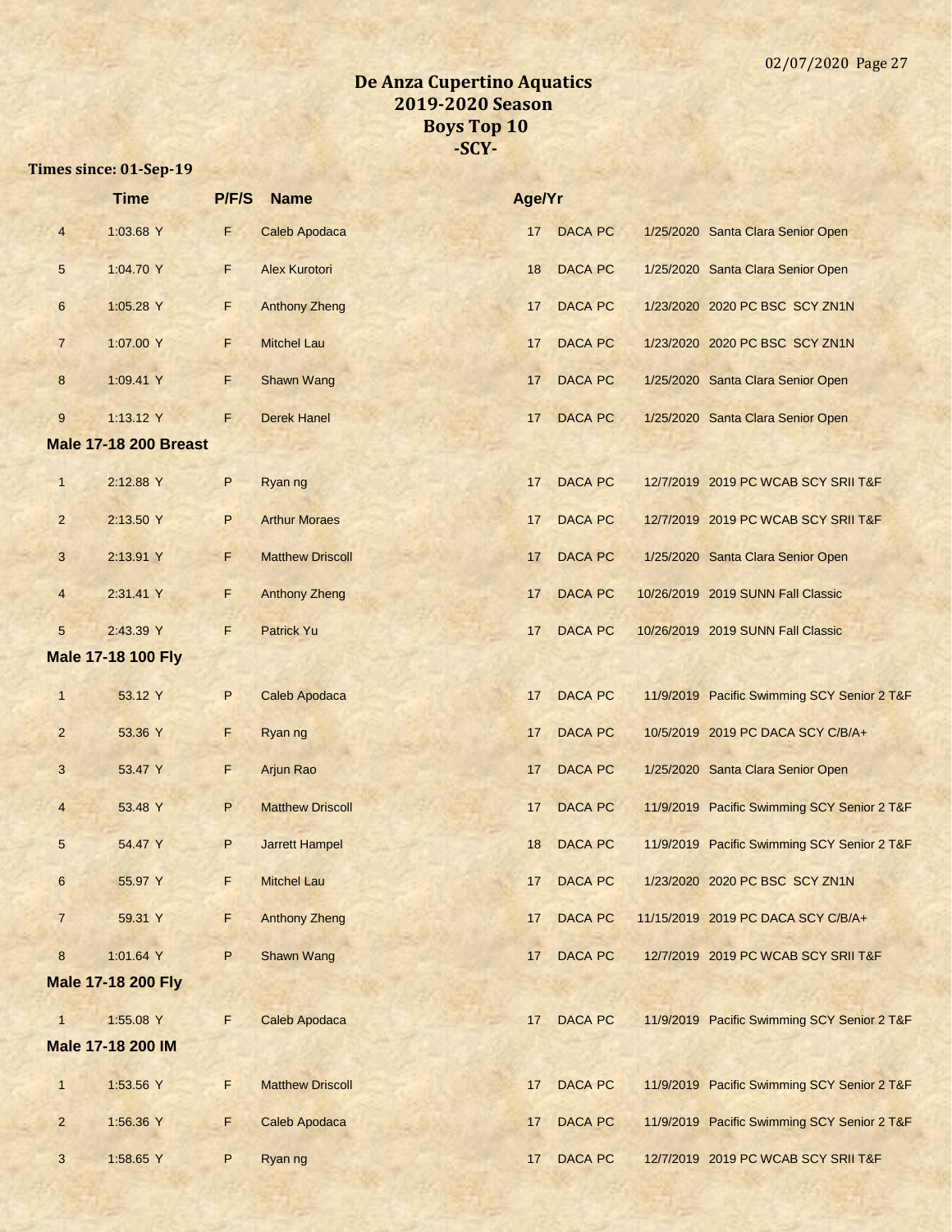# De Anza Cupertino Aquatics
## 2019-2020 Season
## Boys Top 10
## -SCY-

**Times since: 01-Sep-19**

| | Time | P/F/S | Name | Age/Yr | | | |
|---|---|---|---|---|---|---|---|
| 4 | 1:03.68 Y | F | Caleb Apodaca | 17 | DACA PC | 1/25/2020 | Santa Clara Senior Open |
| 5 | 1:04.70 Y | F | Alex Kurotori | 18 | DACA PC | 1/25/2020 | Santa Clara Senior Open |
| 6 | 1:05.28 Y | F | Anthony Zheng | 17 | DACA PC | 1/23/2020 | 2020 PC BSC SCY ZN1N |
| 7 | 1:07.00 Y | F | Mitchel Lau | 17 | DACA PC | 1/23/2020 | 2020 PC BSC SCY ZN1N |
| 8 | 1:09.41 Y | F | Shawn Wang | 17 | DACA PC | 1/25/2020 | Santa Clara Senior Open |
| 9 | 1:13.12 Y | F | Derek Hanel | 17 | DACA PC | 1/25/2020 | Santa Clara Senior Open |

**Male 17-18 200 Breast**

| | Time | P/F/S | Name | Age/Yr | | | |
|---|---|---|---|---|---|---|---|
| 1 | 2:12.88 Y | P | Ryan ng | 17 | DACA PC | 12/7/2019 | 2019 PC WCAB SCY SRII T&F |
| 2 | 2:13.50 Y | P | Arthur Moraes | 17 | DACA PC | 12/7/2019 | 2019 PC WCAB SCY SRII T&F |
| 3 | 2:13.91 Y | F | Matthew Driscoll | 17 | DACA PC | 1/25/2020 | Santa Clara Senior Open |
| 4 | 2:31.41 Y | F | Anthony Zheng | 17 | DACA PC | 10/26/2019 | 2019 SUNN Fall Classic |
| 5 | 2:43.39 Y | F | Patrick Yu | 17 | DACA PC | 10/26/2019 | 2019 SUNN Fall Classic |

**Male 17-18 100 Fly**

| | Time | P/F/S | Name | Age/Yr | | | |
|---|---|---|---|---|---|---|---|
| 1 | 53.12 Y | P | Caleb Apodaca | 17 | DACA PC | 11/9/2019 | Pacific Swimming SCY Senior 2 T&F |
| 2 | 53.36 Y | F | Ryan ng | 17 | DACA PC | 10/5/2019 | 2019 PC DACA SCY C/B/A+ |
| 3 | 53.47 Y | F | Arjun Rao | 17 | DACA PC | 1/25/2020 | Santa Clara Senior Open |
| 4 | 53.48 Y | P | Matthew Driscoll | 17 | DACA PC | 11/9/2019 | Pacific Swimming SCY Senior 2 T&F |
| 5 | 54.47 Y | P | Jarrett Hampel | 18 | DACA PC | 11/9/2019 | Pacific Swimming SCY Senior 2 T&F |
| 6 | 55.97 Y | F | Mitchel Lau | 17 | DACA PC | 1/23/2020 | 2020 PC BSC SCY ZN1N |
| 7 | 59.31 Y | F | Anthony Zheng | 17 | DACA PC | 11/15/2019 | 2019 PC DACA SCY C/B/A+ |
| 8 | 1:01.64 Y | P | Shawn Wang | 17 | DACA PC | 12/7/2019 | 2019 PC WCAB SCY SRII T&F |

**Male 17-18 200 Fly**

| | Time | P/F/S | Name | Age/Yr | | | |
|---|---|---|---|---|---|---|---|
| 1 | 1:55.08 Y | F | Caleb Apodaca | 17 | DACA PC | 11/9/2019 | Pacific Swimming SCY Senior 2 T&F |

**Male 17-18 200 IM**

| | Time | P/F/S | Name | Age/Yr | | | |
|---|---|---|---|---|---|---|---|
| 1 | 1:53.56 Y | F | Matthew Driscoll | 17 | DACA PC | 11/9/2019 | Pacific Swimming SCY Senior 2 T&F |
| 2 | 1:56.36 Y | F | Caleb Apodaca | 17 | DACA PC | 11/9/2019 | Pacific Swimming SCY Senior 2 T&F |
| 3 | 1:58.65 Y | P | Ryan ng | 17 | DACA PC | 12/7/2019 | 2019 PC WCAB SCY SRII T&F |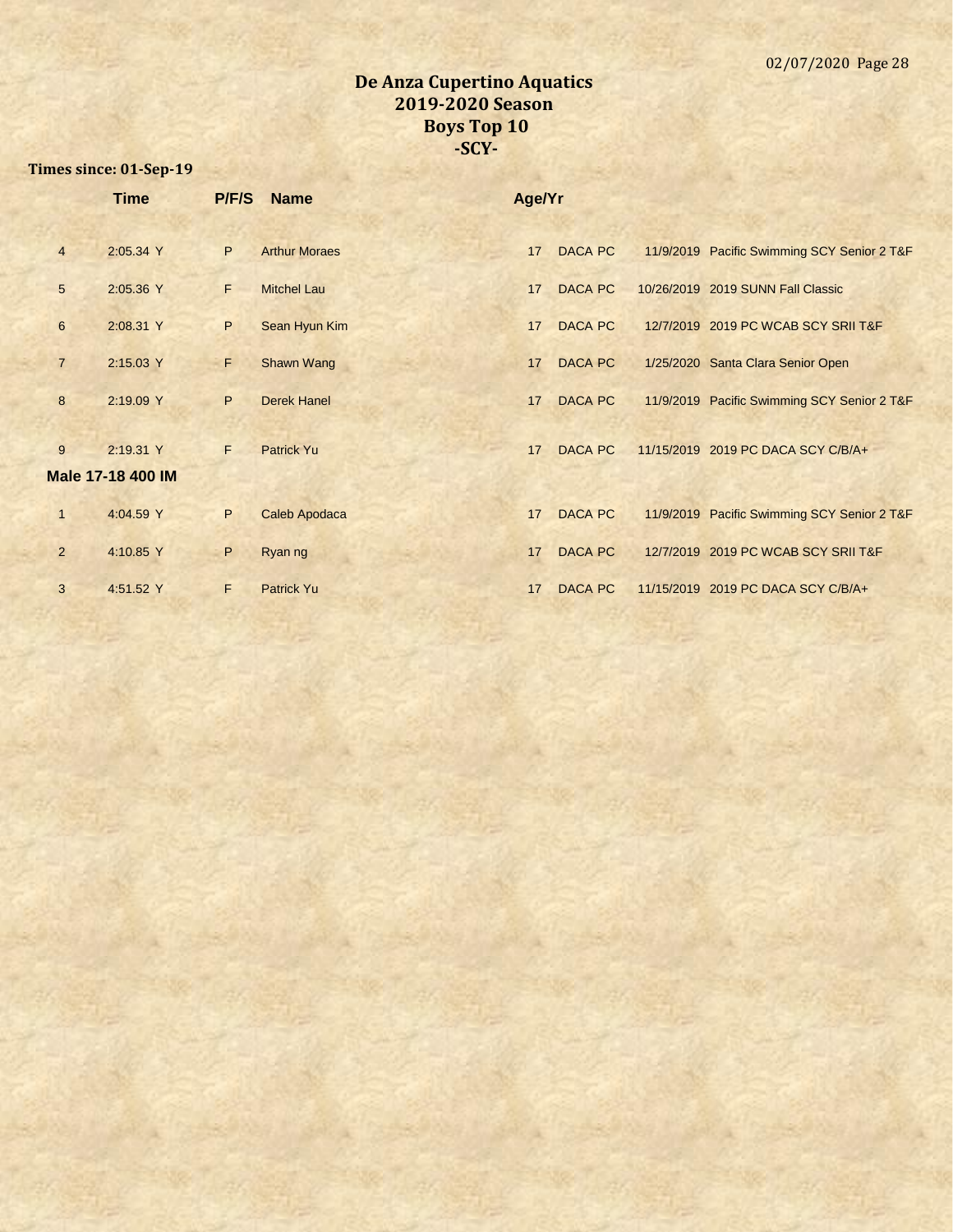# De Anza Cupertino Aquatics
## 2019-2020 Season
## Boys Top 10
## -SCY-

**Times since: 01-Sep-19**

| | Time | P/F/S | Name | Age/Yr | | | |
|---|---|---|---|---|---|---|---|
| 4 | 2:05.34 Y | P | Arthur Moraes | 17 | DACA PC | 11/9/2019 | Pacific Swimming SCY Senior 2 T&F |
| 5 | 2:05.36 Y | F | Mitchel Lau | 17 | DACA PC | 10/26/2019 | 2019 SUNN Fall Classic |
| 6 | 2:08.31 Y | P | Sean Hyun Kim | 17 | DACA PC | 12/7/2019 | 2019 PC WCAB SCY SRII T&F |
| 7 | 2:15.03 Y | F | Shawn Wang | 17 | DACA PC | 1/25/2020 | Santa Clara Senior Open |
| 8 | 2:19.09 Y | P | Derek Hanel | 17 | DACA PC | 11/9/2019 | Pacific Swimming SCY Senior 2 T&F |
| 9 | 2:19.31 Y | F | Patrick Yu | 17 | DACA PC | 11/15/2019 | 2019 PC DACA SCY C/B/A+ |

**Male 17-18 400 IM**

| | Time | P/F/S | Name | Age/Yr | | | |
|---|---|---|---|---|---|---|---|
| 1 | 4:04.59 Y | P | Caleb Apodaca | 17 | DACA PC | 11/9/2019 | Pacific Swimming SCY Senior 2 T&F |
| 2 | 4:10.85 Y | P | Ryan ng | 17 | DACA PC | 12/7/2019 | 2019 PC WCAB SCY SRII T&F |
| 3 | 4:51.52 Y | F | Patrick Yu | 17 | DACA PC | 11/15/2019 | 2019 PC DACA SCY C/B/A+ |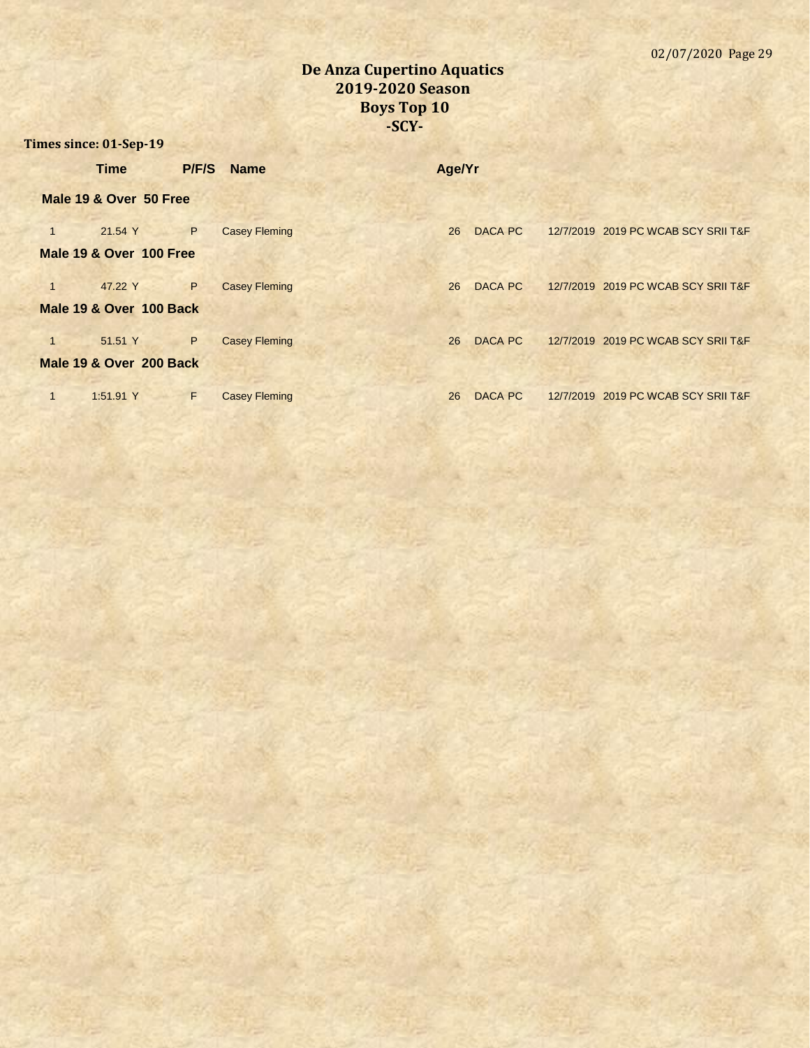# De Anza Cupertino Aquatics
## 2019-2020 Season
## Boys Top 10
## -SCY-

**Times since: 01-Sep-19**

| | Time | P/F/S | Name | Age/Yr | | |
|---|---|---|---|---|---|---|
| **Male 19 & Over 50 Free** | | | | | | |
| 1 | 21.54 Y | P | Casey Fleming | 26 | DACA PC | 12/7/2019 2019 PC WCAB SCY SRII T&F |
| **Male 19 & Over 100 Free** | | | | | | |
| 1 | 47.22 Y | P | Casey Fleming | 26 | DACA PC | 12/7/2019 2019 PC WCAB SCY SRII T&F |
| **Male 19 & Over 100 Back** | | | | | | |
| 1 | 51.51 Y | P | Casey Fleming | 26 | DACA PC | 12/7/2019 2019 PC WCAB SCY SRII T&F |
| **Male 19 & Over 200 Back** | | | | | | |
| 1 | 1:51.91 Y | F | Casey Fleming | 26 | DACA PC | 12/7/2019 2019 PC WCAB SCY SRII T&F |